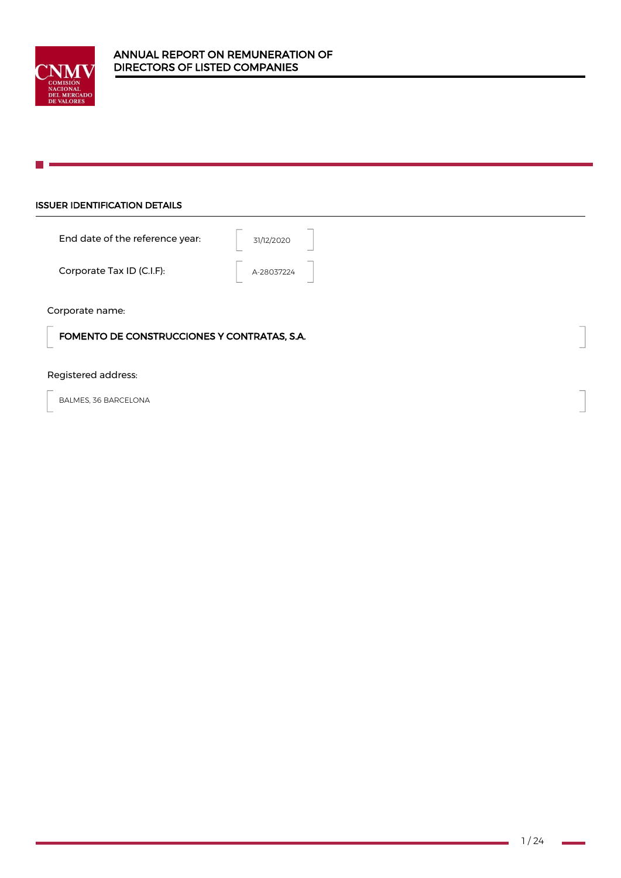# ANNUAL REPORT ON REMUNERATION OF DIRECTORS OF LISTED COMPANIES

## ISSUER IDENTIFICATION DETAILS

End date of the reference year: 31/12/2020

Corporate Tax ID (C.I.F): A-28037224

Corporate name:

**FOMENTO DE CONSTRUCCIONES Y CONTRATAS, S.A.**

Registered address:

BALMES, 36 BARCELONA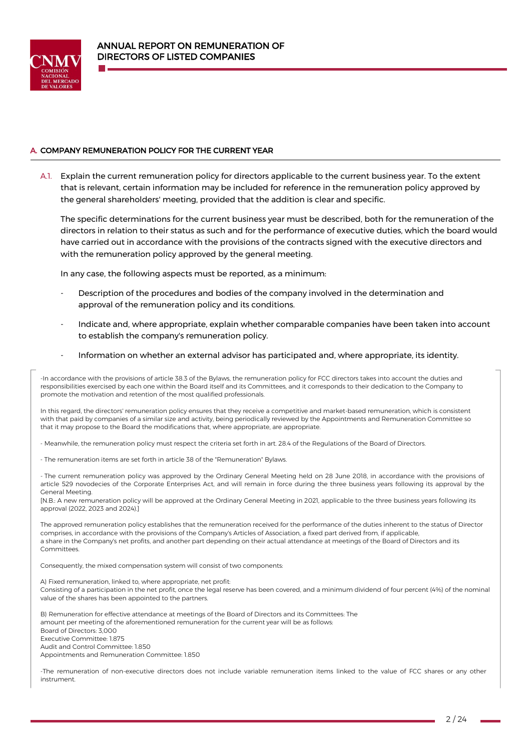## A. COMPANY REMUNERATION POLICY FOR THE CURRENT YEAR

A.1. Explain the current remuneration policy for directors applicable to the current business year. To the extent that is relevant, certain information may be included for reference in the remuneration policy approved by the general shareholders' meeting, provided that the addition is clear and specific.

The specific determinations for the current business year must be described, both for the remuneration of the directors in relation to their status as such and for the performance of executive duties, which the board would have carried out in accordance with the provisions of the contracts signed with the executive directors and with the remuneration policy approved by the general meeting.

In any case, the following aspects must be reported, as a minimum:

- Description of the procedures and bodies of the company involved in the determination and approval of the remuneration policy and its conditions.
- Indicate and, where appropriate, explain whether comparable companies have been taken into account to establish the company's remuneration policy.
- Information on whether an external advisor has participated and, where appropriate, its identity.

-In accordance with the provisions of article 38.3 of the Bylaws, the remuneration policy for FCC directors takes into account the duties and responsibilities exercised by each one within the Board itself and its Committees, and it corresponds to their dedication to the Company to promote the motivation and retention of the most qualified professionals.

In this regard, the directors' remuneration policy ensures that they receive a competitive and market-based remuneration, which is consistent with that paid by companies of a similar size and activity, being periodically reviewed by the Appointments and Remuneration Committee so that it may propose to the Board the modifications that, where appropriate, are appropriate.

- Meanwhile, the remuneration policy must respect the criteria set forth in art. 28.4 of the Regulations of the Board of Directors.

- The remuneration items are set forth in article 38 of the "Remuneration" Bylaws.

- The current remuneration policy was approved by the Ordinary General Meeting held on 28 June 2018, in accordance with the provisions of article 529 novodecies of the Corporate Enterprises Act, and will remain in force during the three business years following its approval by the General Meeting.
[N.B.: A new remuneration policy will be approved at the Ordinary General Meeting in 2021, applicable to the three business years following its approval (2022, 2023 and 2024).]

The approved remuneration policy establishes that the remuneration received for the performance of the duties inherent to the status of Director comprises, in accordance with the provisions of the Company's Articles of Association, a fixed part derived from, if applicable, a share in the Company's net profits, and another part depending on their actual attendance at meetings of the Board of Directors and its Committees.

Consequently, the mixed compensation system will consist of two components:

A) Fixed remuneration, linked to, where appropriate, net profit:
Consisting of a participation in the net profit, once the legal reserve has been covered, and a minimum dividend of four percent (4%) of the nominal value of the shares has been appointed to the partners.

B) Remuneration for effective attendance at meetings of the Board of Directors and its Committees: The amount per meeting of the aforementioned remuneration for the current year will be as follows:
Board of Directors: 3,000
Executive Committee: 1.875
Audit and Control Committee: 1.850
Appointments and Remuneration Committee: 1.850

-The remuneration of non-executive directors does not include variable remuneration items linked to the value of FCC shares or any other instrument.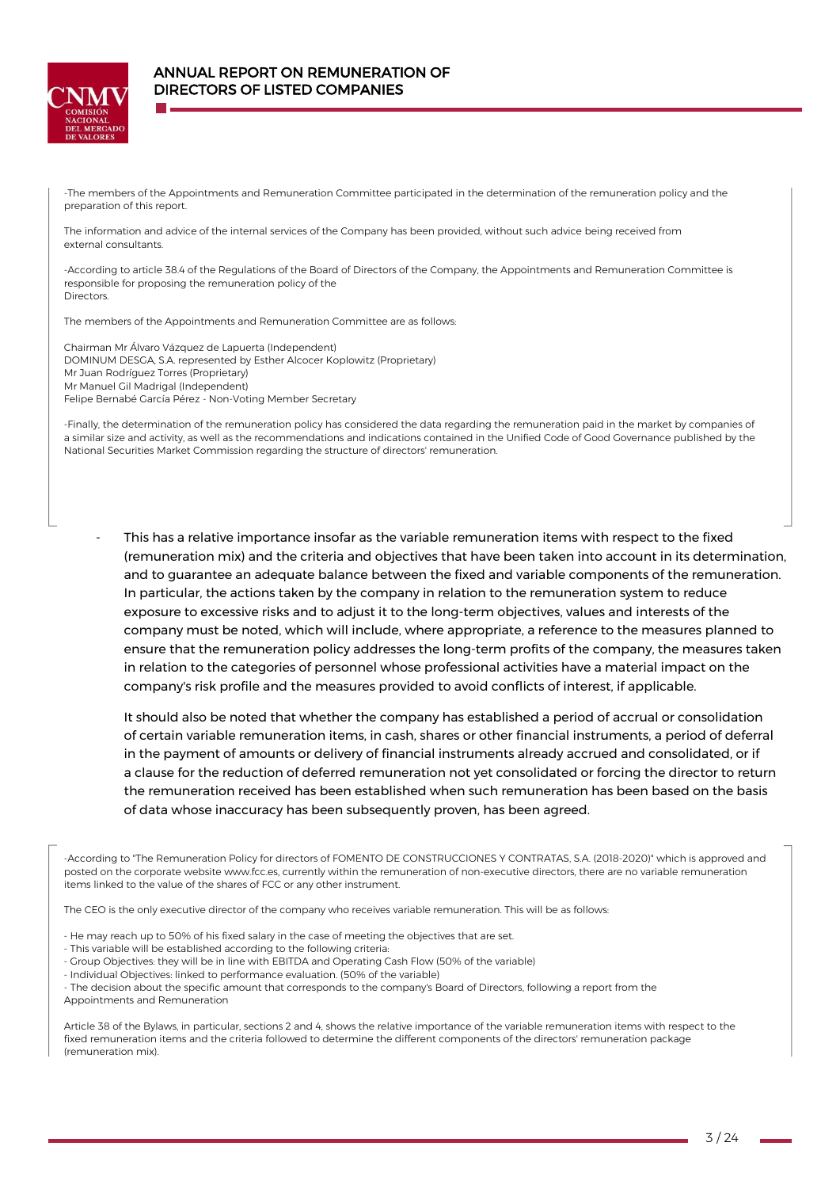-The members of the Appointments and Remuneration Committee participated in the determination of the remuneration policy and the preparation of this report.

The information and advice of the internal services of the Company has been provided, without such advice being received from external consultants.

-According to article 38.4 of the Regulations of the Board of Directors of the Company, the Appointments and Remuneration Committee is responsible for proposing the remuneration policy of the Directors.

The members of the Appointments and Remuneration Committee are as follows:

Chairman Mr Álvaro Vázquez de Lapuerta (Independent)
DOMINUM DESGA, S.A. represented by Esther Alcocer Koplowitz (Proprietary)
Mr Juan Rodríguez Torres (Proprietary)
Mr Manuel Gil Madrigal (Independent)
Felipe Bernabé García Pérez - Non-Voting Member Secretary

-Finally, the determination of the remuneration policy has considered the data regarding the remuneration paid in the market by companies of a similar size and activity, as well as the recommendations and indications contained in the Unified Code of Good Governance published by the National Securities Market Commission regarding the structure of directors' remuneration.

- This has a relative importance insofar as the variable remuneration items with respect to the fixed (remuneration mix) and the criteria and objectives that have been taken into account in its determination, and to guarantee an adequate balance between the fixed and variable components of the remuneration. In particular, the actions taken by the company in relation to the remuneration system to reduce exposure to excessive risks and to adjust it to the long-term objectives, values and interests of the company must be noted, which will include, where appropriate, a reference to the measures planned to ensure that the remuneration policy addresses the long-term profits of the company, the measures taken in relation to the categories of personnel whose professional activities have a material impact on the company's risk profile and the measures provided to avoid conflicts of interest, if applicable.

  It should also be noted that whether the company has established a period of accrual or consolidation of certain variable remuneration items, in cash, shares or other financial instruments, a period of deferral in the payment of amounts or delivery of financial instruments already accrued and consolidated, or if a clause for the reduction of deferred remuneration not yet consolidated or forcing the director to return the remuneration received has been established when such remuneration has been based on the basis of data whose inaccuracy has been subsequently proven, has been agreed.

-According to "The Remuneration Policy for directors of FOMENTO DE CONSTRUCCIONES Y CONTRATAS, S.A. (2018-2020)" which is approved and posted on the corporate website www.fcc.es, currently within the remuneration of non-executive directors, there are no variable remuneration items linked to the value of the shares of FCC or any other instrument.

The CEO is the only executive director of the company who receives variable remuneration. This will be as follows:

- He may reach up to 50% of his fixed salary in the case of meeting the objectives that are set.
- This variable will be established according to the following criteria:
- Group Objectives: they will be in line with EBITDA and Operating Cash Flow (50% of the variable)
- Individual Objectives: linked to performance evaluation. (50% of the variable)
- The decision about the specific amount that corresponds to the company's Board of Directors, following a report from the Appointments and Remuneration

Article 38 of the Bylaws, in particular, sections 2 and 4, shows the relative importance of the variable remuneration items with respect to the fixed remuneration items and the criteria followed to determine the different components of the directors' remuneration package (remuneration mix).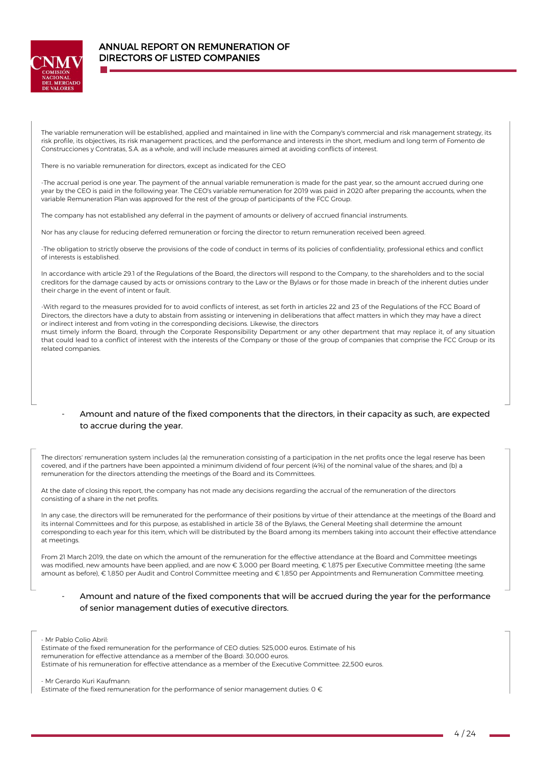The variable remuneration will be established, applied and maintained in line with the Company's commercial and risk management strategy, its risk profile, its objectives, its risk management practices, and the performance and interests in the short, medium and long term of Fomento de Construcciones y Contratas, S.A. as a whole, and will include measures aimed at avoiding conflicts of interest.

There is no variable remuneration for directors, except as indicated for the CEO

-The accrual period is one year. The payment of the annual variable remuneration is made for the past year, so the amount accrued during one year by the CEO is paid in the following year. The CEO's variable remuneration for 2019 was paid in 2020 after preparing the accounts, when the variable Remuneration Plan was approved for the rest of the group of participants of the FCC Group.

The company has not established any deferral in the payment of amounts or delivery of accrued financial instruments.

Nor has any clause for reducing deferred remuneration or forcing the director to return remuneration received been agreed.

-The obligation to strictly observe the provisions of the code of conduct in terms of its policies of confidentiality, professional ethics and conflict of interests is established.

In accordance with article 29.1 of the Regulations of the Board, the directors will respond to the Company, to the shareholders and to the social creditors for the damage caused by acts or omissions contrary to the Law or the Bylaws or for those made in breach of the inherent duties under their charge in the event of intent or fault.

-With regard to the measures provided for to avoid conflicts of interest, as set forth in articles 22 and 23 of the Regulations of the FCC Board of Directors, the directors have a duty to abstain from assisting or intervening in deliberations that affect matters in which they may have a direct or indirect interest and from voting in the corresponding decisions. Likewise, the directors must timely inform the Board, through the Corporate Responsibility Department or any other department that may replace it, of any situation that could lead to a conflict of interest with the interests of the Company or those of the group of companies that comprise the FCC Group or its related companies.

- Amount and nature of the fixed components that the directors, in their capacity as such, are expected to accrue during the year.

The directors' remuneration system includes (a) the remuneration consisting of a participation in the net profits once the legal reserve has been covered, and if the partners have been appointed a minimum dividend of four percent (4%) of the nominal value of the shares; and (b) a remuneration for the directors attending the meetings of the Board and its Committees.

At the date of closing this report, the company has not made any decisions regarding the accrual of the remuneration of the directors consisting of a share in the net profits.

In any case, the directors will be remunerated for the performance of their positions by virtue of their attendance at the meetings of the Board and its internal Committees and for this purpose, as established in article 38 of the Bylaws, the General Meeting shall determine the amount corresponding to each year for this item, which will be distributed by the Board among its members taking into account their effective attendance at meetings.

From 21 March 2019, the date on which the amount of the remuneration for the effective attendance at the Board and Committee meetings was modified, new amounts have been applied, and are now € 3,000 per Board meeting, € 1,875 per Executive Committee meeting (the same amount as before), € 1,850 per Audit and Control Committee meeting and € 1,850 per Appointments and Remuneration Committee meeting.

- Amount and nature of the fixed components that will be accrued during the year for the performance of senior management duties of executive directors.

- Mr Pablo Colio Abril:
Estimate of the fixed remuneration for the performance of CEO duties: 525,000 euros. Estimate of his remuneration for effective attendance as a member of the Board: 30,000 euros.
Estimate of his remuneration for effective attendance as a member of the Executive Committee: 22,500 euros.

- Mr Gerardo Kuri Kaufmann:
Estimate of the fixed remuneration for the performance of senior management duties: 0 €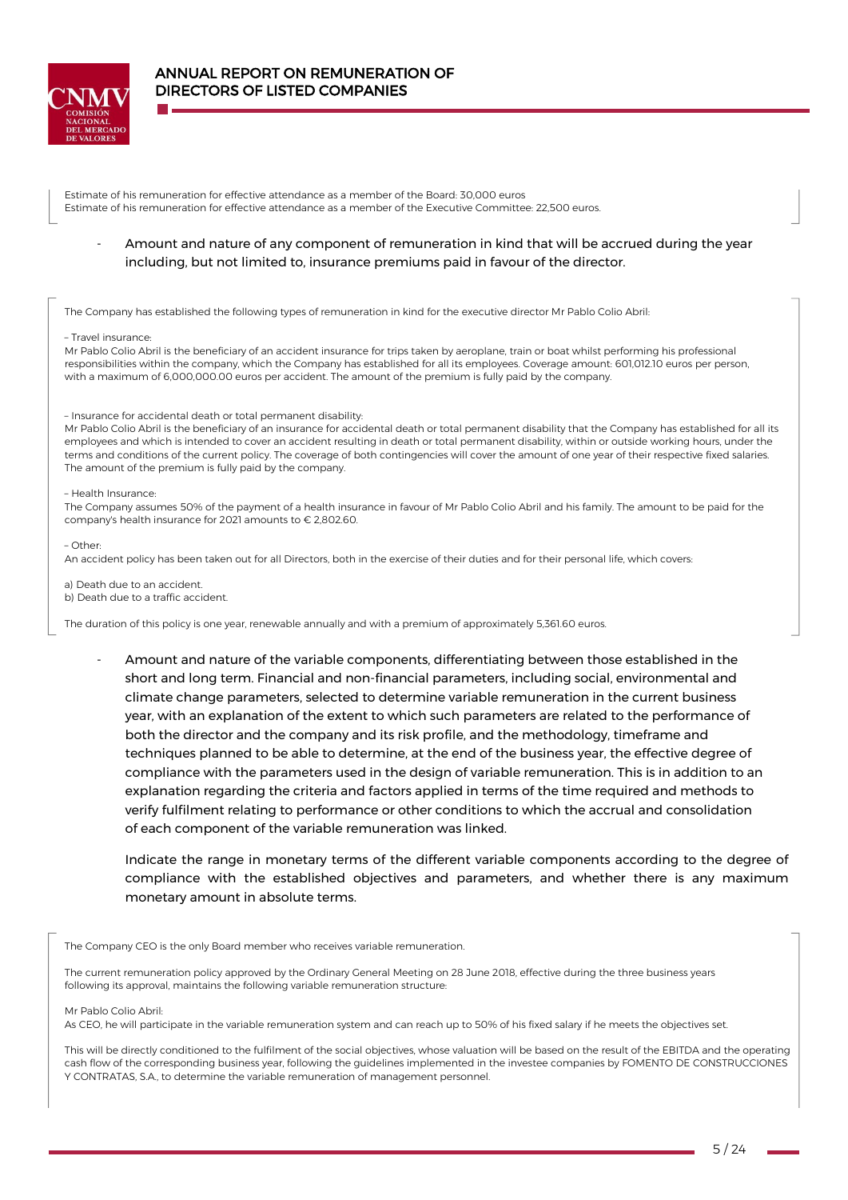Estimate of his remuneration for effective attendance as a member of the Board: 30,000 euros
Estimate of his remuneration for effective attendance as a member of the Executive Committee: 22,500 euros.

- Amount and nature of any component of remuneration in kind that will be accrued during the year including, but not limited to, insurance premiums paid in favour of the director.

The Company has established the following types of remuneration in kind for the executive director Mr Pablo Colio Abril:

– Travel insurance:
Mr Pablo Colio Abril is the beneficiary of an accident insurance for trips taken by aeroplane, train or boat whilst performing his professional responsibilities within the company, which the Company has established for all its employees. Coverage amount: 601,012.10 euros per person, with a maximum of 6,000,000.00 euros per accident. The amount of the premium is fully paid by the company.

– Insurance for accidental death or total permanent disability:
Mr Pablo Colio Abril is the beneficiary of an insurance for accidental death or total permanent disability that the Company has established for all its employees and which is intended to cover an accident resulting in death or total permanent disability, within or outside working hours, under the terms and conditions of the current policy. The coverage of both contingencies will cover the amount of one year of their respective fixed salaries. The amount of the premium is fully paid by the company.

– Health Insurance:
The Company assumes 50% of the payment of a health insurance in favour of Mr Pablo Colio Abril and his family. The amount to be paid for the company's health insurance for 2021 amounts to € 2,802.60.

– Other:
An accident policy has been taken out for all Directors, both in the exercise of their duties and for their personal life, which covers:

a) Death due to an accident.
b) Death due to a traffic accident.

The duration of this policy is one year, renewable annually and with a premium of approximately 5,361.60 euros.

- Amount and nature of the variable components, differentiating between those established in the short and long term. Financial and non-financial parameters, including social, environmental and climate change parameters, selected to determine variable remuneration in the current business year, with an explanation of the extent to which such parameters are related to the performance of both the director and the company and its risk profile, and the methodology, timeframe and techniques planned to be able to determine, at the end of the business year, the effective degree of compliance with the parameters used in the design of variable remuneration. This is in addition to an explanation regarding the criteria and factors applied in terms of the time required and methods to verify fulfilment relating to performance or other conditions to which the accrual and consolidation of each component of the variable remuneration was linked.

  Indicate the range in monetary terms of the different variable components according to the degree of compliance with the established objectives and parameters, and whether there is any maximum monetary amount in absolute terms.

The Company CEO is the only Board member who receives variable remuneration.

The current remuneration policy approved by the Ordinary General Meeting on 28 June 2018, effective during the three business years following its approval, maintains the following variable remuneration structure:

Mr Pablo Colio Abril:
As CEO, he will participate in the variable remuneration system and can reach up to 50% of his fixed salary if he meets the objectives set.

This will be directly conditioned to the fulfilment of the social objectives, whose valuation will be based on the result of the EBITDA and the operating cash flow of the corresponding business year, following the guidelines implemented in the investee companies by FOMENTO DE CONSTRUCCIONES Y CONTRATAS, S.A., to determine the variable remuneration of management personnel.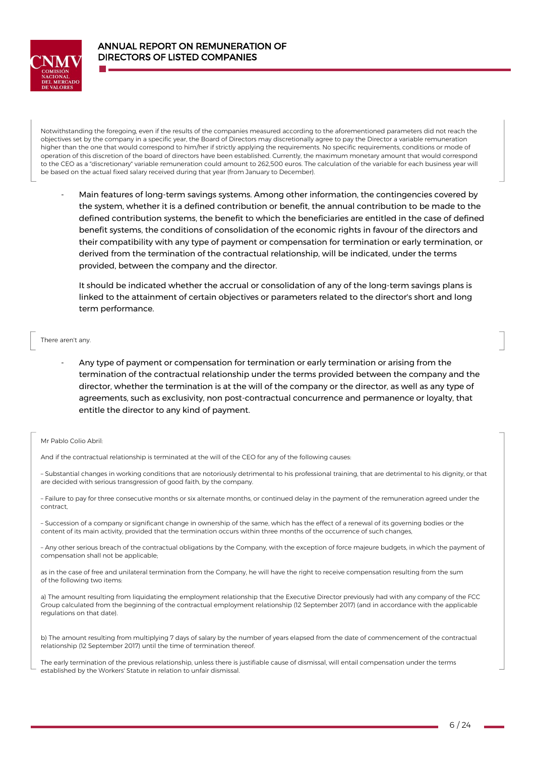Notwithstanding the foregoing, even if the results of the companies measured according to the aforementioned parameters did not reach the objectives set by the company in a specific year, the Board of Directors may discretionally agree to pay the Director a variable remuneration higher than the one that would correspond to him/her if strictly applying the requirements. No specific requirements, conditions or mode of operation of this discretion of the board of directors have been established. Currently, the maximum monetary amount that would correspond to the CEO as a "discretionary" variable remuneration could amount to 262,500 euros. The calculation of the variable for each business year will be based on the actual fixed salary received during that year (from January to December).

- Main features of long-term savings systems. Among other information, the contingencies covered by the system, whether it is a defined contribution or benefit, the annual contribution to be made to the defined contribution systems, the benefit to which the beneficiaries are entitled in the case of defined benefit systems, the conditions of consolidation of the economic rights in favour of the directors and their compatibility with any type of payment or compensation for termination or early termination, or derived from the termination of the contractual relationship, will be indicated, under the terms provided, between the company and the director.

  It should be indicated whether the accrual or consolidation of any of the long-term savings plans is linked to the attainment of certain objectives or parameters related to the director's short and long term performance.

There aren't any.

- Any type of payment or compensation for termination or early termination or arising from the termination of the contractual relationship under the terms provided between the company and the director, whether the termination is at the will of the company or the director, as well as any type of agreements, such as exclusivity, non post-contractual concurrence and permanence or loyalty, that entitle the director to any kind of payment.

Mr Pablo Colio Abril:

And if the contractual relationship is terminated at the will of the CEO for any of the following causes:

– Substantial changes in working conditions that are notoriously detrimental to his professional training, that are detrimental to his dignity, or that are decided with serious transgression of good faith, by the company.

– Failure to pay for three consecutive months or six alternate months, or continued delay in the payment of the remuneration agreed under the contract,

– Succession of a company or significant change in ownership of the same, which has the effect of a renewal of its governing bodies or the content of its main activity, provided that the termination occurs within three months of the occurrence of such changes,

– Any other serious breach of the contractual obligations by the Company, with the exception of force majeure budgets, in which the payment of compensation shall not be applicable;

as in the case of free and unilateral termination from the Company, he will have the right to receive compensation resulting from the sum of the following two items:

a) The amount resulting from liquidating the employment relationship that the Executive Director previously had with any company of the FCC Group calculated from the beginning of the contractual employment relationship (12 September 2017) (and in accordance with the applicable regulations on that date).

b) The amount resulting from multiplying 7 days of salary by the number of years elapsed from the date of commencement of the contractual relationship (12 September 2017) until the time of termination thereof.

The early termination of the previous relationship, unless there is justifiable cause of dismissal, will entail compensation under the terms established by the Workers' Statute in relation to unfair dismissal.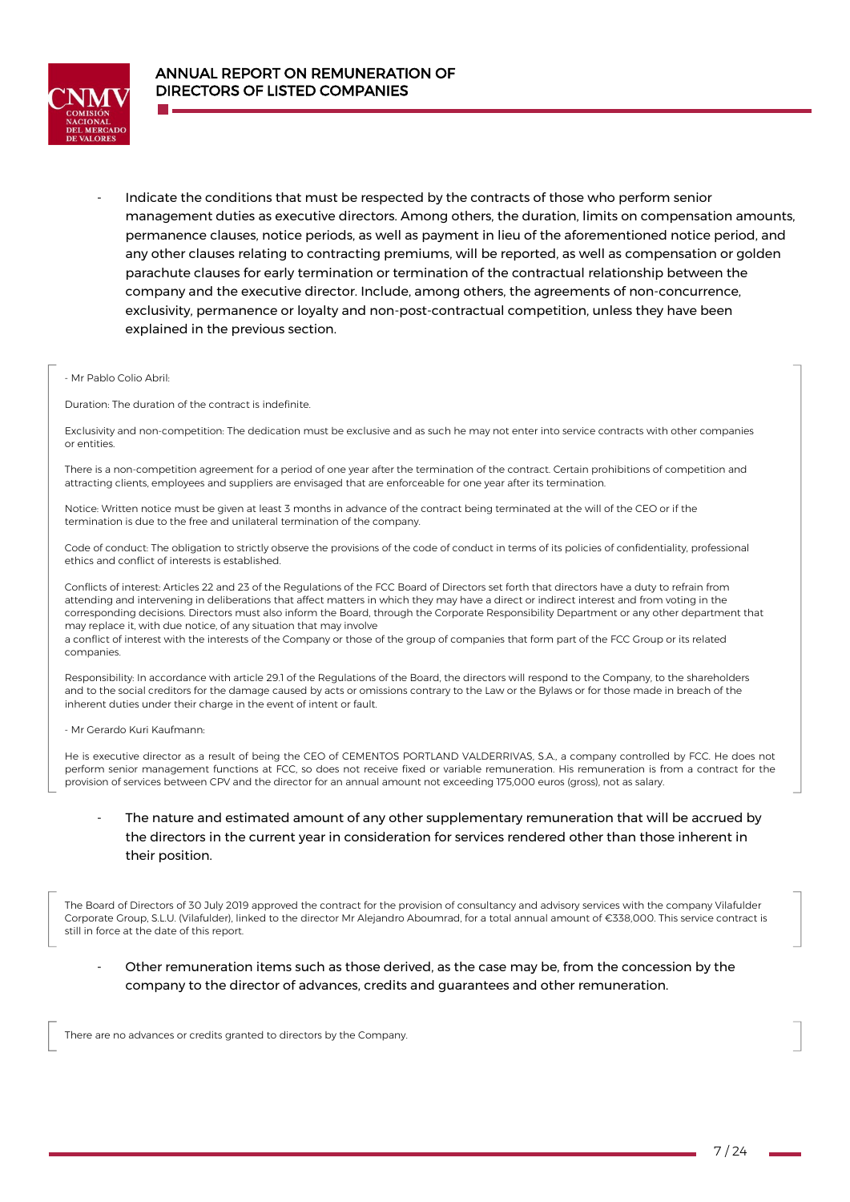- Indicate the conditions that must be respected by the contracts of those who perform senior management duties as executive directors. Among others, the duration, limits on compensation amounts, permanence clauses, notice periods, as well as payment in lieu of the aforementioned notice period, and any other clauses relating to contracting premiums, will be reported, as well as compensation or golden parachute clauses for early termination or termination of the contractual relationship between the company and the executive director. Include, among others, the agreements of non-concurrence, exclusivity, permanence or loyalty and non-post-contractual competition, unless they have been explained in the previous section.

- Mr Pablo Colio Abril:

Duration: The duration of the contract is indefinite.

Exclusivity and non-competition: The dedication must be exclusive and as such he may not enter into service contracts with other companies or entities.

There is a non-competition agreement for a period of one year after the termination of the contract. Certain prohibitions of competition and attracting clients, employees and suppliers are envisaged that are enforceable for one year after its termination.

Notice: Written notice must be given at least 3 months in advance of the contract being terminated at the will of the CEO or if the termination is due to the free and unilateral termination of the company.

Code of conduct: The obligation to strictly observe the provisions of the code of conduct in terms of its policies of confidentiality, professional ethics and conflict of interests is established.

Conflicts of interest: Articles 22 and 23 of the Regulations of the FCC Board of Directors set forth that directors have a duty to refrain from attending and intervening in deliberations that affect matters in which they may have a direct or indirect interest and from voting in the corresponding decisions. Directors must also inform the Board, through the Corporate Responsibility Department or any other department that may replace it, with due notice, of any situation that may involve
a conflict of interest with the interests of the Company or those of the group of companies that form part of the FCC Group or its related companies.

Responsibility: In accordance with article 29.1 of the Regulations of the Board, the directors will respond to the Company, to the shareholders and to the social creditors for the damage caused by acts or omissions contrary to the Law or the Bylaws or for those made in breach of the inherent duties under their charge in the event of intent or fault.

- Mr Gerardo Kuri Kaufmann:

He is executive director as a result of being the CEO of CEMENTOS PORTLAND VALDERRIVAS, S.A., a company controlled by FCC. He does not perform senior management functions at FCC, so does not receive fixed or variable remuneration. His remuneration is from a contract for the provision of services between CPV and the director for an annual amount not exceeding 175,000 euros (gross), not as salary.

- The nature and estimated amount of any other supplementary remuneration that will be accrued by the directors in the current year in consideration for services rendered other than those inherent in their position.

The Board of Directors of 30 July 2019 approved the contract for the provision of consultancy and advisory services with the company Vilafulder Corporate Group, S.L.U. (Vilafulder), linked to the director Mr Alejandro Aboumrad, for a total annual amount of €338,000. This service contract is still in force at the date of this report.

- Other remuneration items such as those derived, as the case may be, from the concession by the company to the director of advances, credits and guarantees and other remuneration.

There are no advances or credits granted to directors by the Company.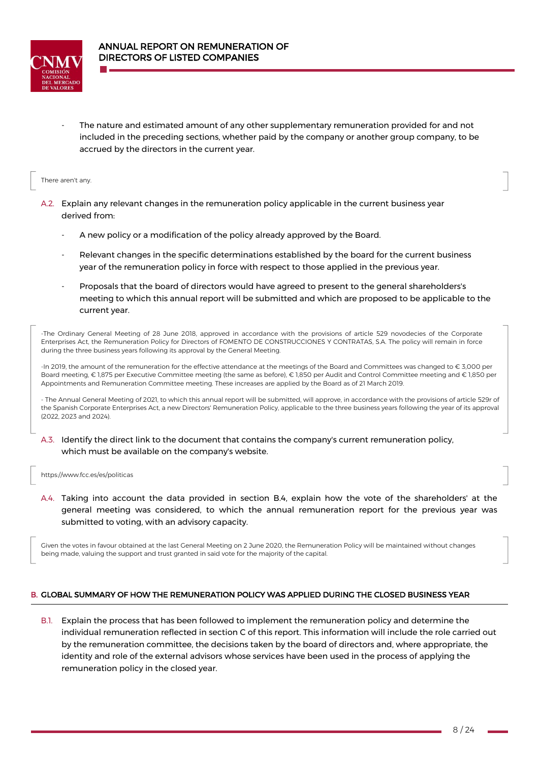- The nature and estimated amount of any other supplementary remuneration provided for and not included in the preceding sections, whether paid by the company or another group company, to be accrued by the directors in the current year.

There aren't any.

A.2. Explain any relevant changes in the remuneration policy applicable in the current business year derived from:

- A new policy or a modification of the policy already approved by the Board.
- Relevant changes in the specific determinations established by the board for the current business year of the remuneration policy in force with respect to those applied in the previous year.
- Proposals that the board of directors would have agreed to present to the general shareholders's meeting to which this annual report will be submitted and which are proposed to be applicable to the current year.

-The Ordinary General Meeting of 28 June 2018, approved in accordance with the provisions of article 529 novodecies of the Corporate Enterprises Act, the Remuneration Policy for Directors of FOMENTO DE CONSTRUCCIONES Y CONTRATAS, S.A. The policy will remain in force during the three business years following its approval by the General Meeting.

-In 2019, the amount of the remuneration for the effective attendance at the meetings of the Board and Committees was changed to € 3,000 per Board meeting, € 1,875 per Executive Committee meeting (the same as before), € 1,850 per Audit and Control Committee meeting and € 1,850 per Appointments and Remuneration Committee meeting. These increases are applied by the Board as of 21 March 2019.

- The Annual General Meeting of 2021, to which this annual report will be submitted, will approve, in accordance with the provisions of article 529r of the Spanish Corporate Enterprises Act, a new Directors' Remuneration Policy, applicable to the three business years following the year of its approval (2022, 2023 and 2024).

A.3. Identify the direct link to the document that contains the company's current remuneration policy, which must be available on the company's website.

https://www.fcc.es/es/politicas

A.4. Taking into account the data provided in section B.4, explain how the vote of the shareholders' at the general meeting was considered, to which the annual remuneration report for the previous year was submitted to voting, with an advisory capacity.

Given the votes in favour obtained at the last General Meeting on 2 June 2020, the Remuneration Policy will be maintained without changes being made, valuing the support and trust granted in said vote for the majority of the capital.

## B. GLOBAL SUMMARY OF HOW THE REMUNERATION POLICY WAS APPLIED DURING THE CLOSED BUSINESS YEAR

B.1. Explain the process that has been followed to implement the remuneration policy and determine the individual remuneration reflected in section C of this report. This information will include the role carried out by the remuneration committee, the decisions taken by the board of directors and, where appropriate, the identity and role of the external advisors whose services have been used in the process of applying the remuneration policy in the closed year.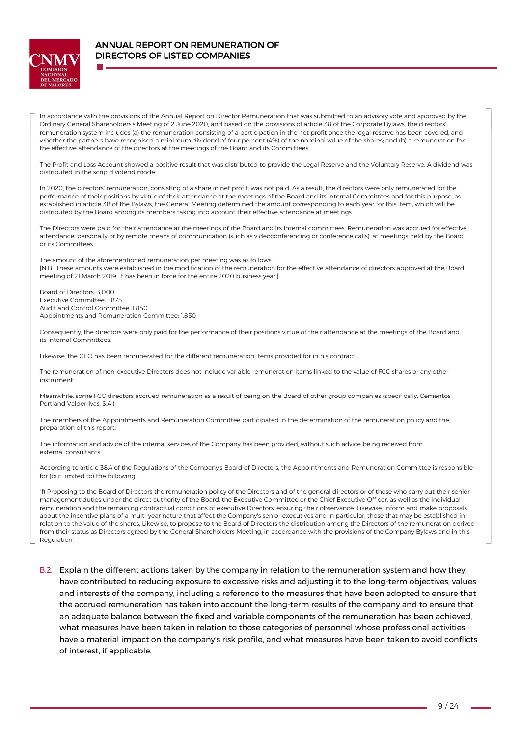In accordance with the provisions of the Annual Report on Director Remuneration that was submitted to an advisory vote and approved by the Ordinary General Shareholders's Meeting of 2 June 2020, and based on the provisions of article 38 of the Corporate Bylaws, the directors' remuneration system includes (a) the remuneration consisting of a participation in the net profit once the legal reserve has been covered, and whether the partners have recognised a minimum dividend of four percent (4%) of the nominal value of the shares; and (b) a remuneration for the effective attendance of the directors at the meetings of the Board and its Committees.

The Profit and Loss Account showed a positive result that was distributed to provide the Legal Reserve and the Voluntary Reserve. A dividend was distributed in the scrip dividend mode.

In 2020, the directors' remuneration, consisting of a share in net profit, was not paid. As a result, the directors were only remunerated for the performance of their positions by virtue of their attendance at the meetings of the Board and its internal Committees and for this purpose, as established in article 38 of the Bylaws, the General Meeting determined the amount corresponding to each year for this item, which will be distributed by the Board among its members taking into account their effective attendance at meetings.

The Directors were paid for their attendance at the meetings of the Board and its internal committees. Remuneration was accrued for effective attendance, personally or by remote means of communication (such as videoconferencing or conference calls), at meetings held by the Board or its Committees.

The amount of the aforementioned remuneration per meeting was as follows:
[N.B.: These amounts were established in the modification of the remuneration for the effective attendance of directors approved at the Board meeting of 21 March 2019. It has been in force for the entire 2020 business year.]

Board of Directors: 3,000
Executive Committee: 1.875
Audit and Control Committee: 1.850
Appointments and Remuneration Committee: 1.850

Consequently, the directors were only paid for the performance of their positions virtue of their attendance at the meetings of the Board and its internal Committees.

Likewise, the CEO has been remunerated for the different remuneration items provided for in his contract.

The remuneration of non-executive Directors does not include variable remuneration items linked to the value of FCC shares or any other instrument.

Meanwhile, some FCC directors accrued remuneration as a result of being on the Board of other group companies (specifically, Cementos Portland Valderrivas, S.A.).

The members of the Appointments and Remuneration Committee participated in the determination of the remuneration policy and the preparation of this report.

The information and advice of the internal services of the Company has been provided, without such advice being received from external consultants.

According to article 38.4 of the Regulations of the Company's Board of Directors, the Appointments and Remuneration Committee is responsible for (but limited to) the following:

"f) Proposing to the Board of Directors the remuneration policy of the Directors and of the general directors or of those who carry out their senior management duties under the direct authority of the Board, the Executive Committee or the Chief Executive Officer, as well as the individual remuneration and the remaining contractual conditions of executive Directors, ensuring their observance. Likewise, inform and make proposals about the incentive plans of a multi-year nature that affect the Company's senior executives and in particular, those that may be established in relation to the value of the shares. Likewise, to propose to the Board of Directors the distribution among the Directors of the remuneration derived from their status as Directors agreed by the General Shareholders Meeting, in accordance with the provisions of the Company Bylaws and in this Regulation".

B.2. Explain the different actions taken by the company in relation to the remuneration system and how they have contributed to reducing exposure to excessive risks and adjusting it to the long-term objectives, values and interests of the company, including a reference to the measures that have been adopted to ensure that the accrued remuneration has taken into account the long-term results of the company and to ensure that an adequate balance between the fixed and variable components of the remuneration has been achieved, what measures have been taken in relation to those categories of personnel whose professional activities have a material impact on the company's risk profile, and what measures have been taken to avoid conflicts of interest, if applicable.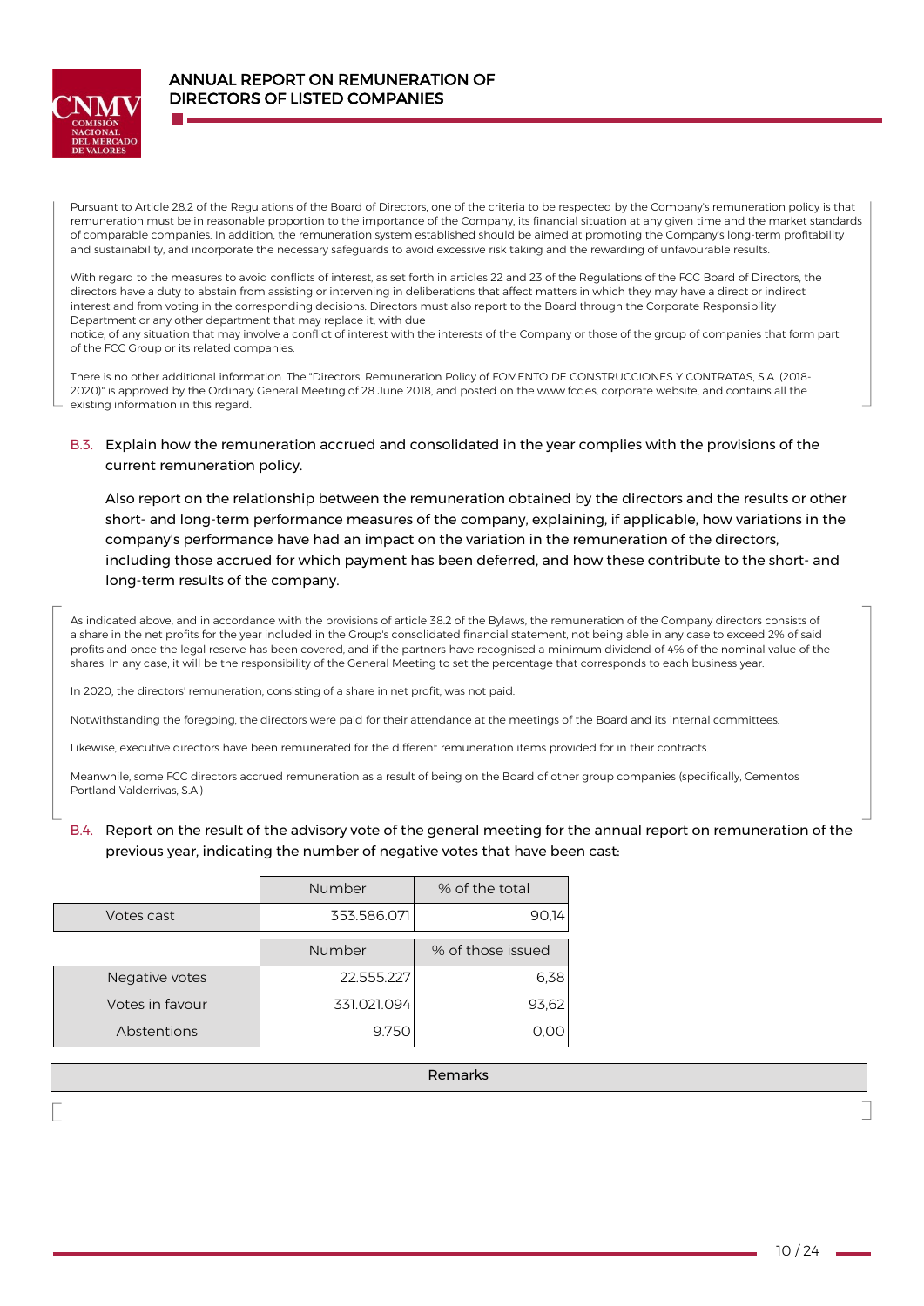Pursuant to Article 28.2 of the Regulations of the Board of Directors, one of the criteria to be respected by the Company's remuneration policy is that remuneration must be in reasonable proportion to the importance of the Company, its financial situation at any given time and the market standards of comparable companies. In addition, the remuneration system established should be aimed at promoting the Company's long-term profitability and sustainability, and incorporate the necessary safeguards to avoid excessive risk taking and the rewarding of unfavourable results.

With regard to the measures to avoid conflicts of interest, as set forth in articles 22 and 23 of the Regulations of the FCC Board of Directors, the directors have a duty to abstain from assisting or intervening in deliberations that affect matters in which they may have a direct or indirect interest and from voting in the corresponding decisions. Directors must also report to the Board through the Corporate Responsibility Department or any other department that may replace it, with due
notice, of any situation that may involve a conflict of interest with the interests of the Company or those of the group of companies that form part of the FCC Group or its related companies.

There is no other additional information. The "Directors' Remuneration Policy of FOMENTO DE CONSTRUCCIONES Y CONTRATAS, S.A. (2018-2020)" is approved by the Ordinary General Meeting of 28 June 2018, and posted on the www.fcc.es, corporate website, and contains all the existing information in this regard.

## B.3. Explain how the remuneration accrued and consolidated in the year complies with the provisions of the current remuneration policy.

Also report on the relationship between the remuneration obtained by the directors and the results or other short- and long-term performance measures of the company, explaining, if applicable, how variations in the company's performance have had an impact on the variation in the remuneration of the directors, including those accrued for which payment has been deferred, and how these contribute to the short- and long-term results of the company.

As indicated above, and in accordance with the provisions of article 38.2 of the Bylaws, the remuneration of the Company directors consists of a share in the net profits for the year included in the Group's consolidated financial statement, not being able in any case to exceed 2% of said profits and once the legal reserve has been covered, and if the partners have recognised a minimum dividend of 4% of the nominal value of the shares. In any case, it will be the responsibility of the General Meeting to set the percentage that corresponds to each business year.

In 2020, the directors' remuneration, consisting of a share in net profit, was not paid.

Notwithstanding the foregoing, the directors were paid for their attendance at the meetings of the Board and its internal committees.

Likewise, executive directors have been remunerated for the different remuneration items provided for in their contracts.

Meanwhile, some FCC directors accrued remuneration as a result of being on the Board of other group companies (specifically, Cementos Portland Valderrivas, S.A.)

## B.4. Report on the result of the advisory vote of the general meeting for the annual report on remuneration of the previous year, indicating the number of negative votes that have been cast:

| | Number | % of the total |
|---|---|---|
| Votes cast | 353.586.071 | 90,14 |

| | Number | % of those issued |
|---|---|---|
| Negative votes | 22.555.227 | 6,38 |
| Votes in favour | 331.021.094 | 93,62 |
| Abstentions | 9.750 | 0,00 |

| Remarks |
|---|
| |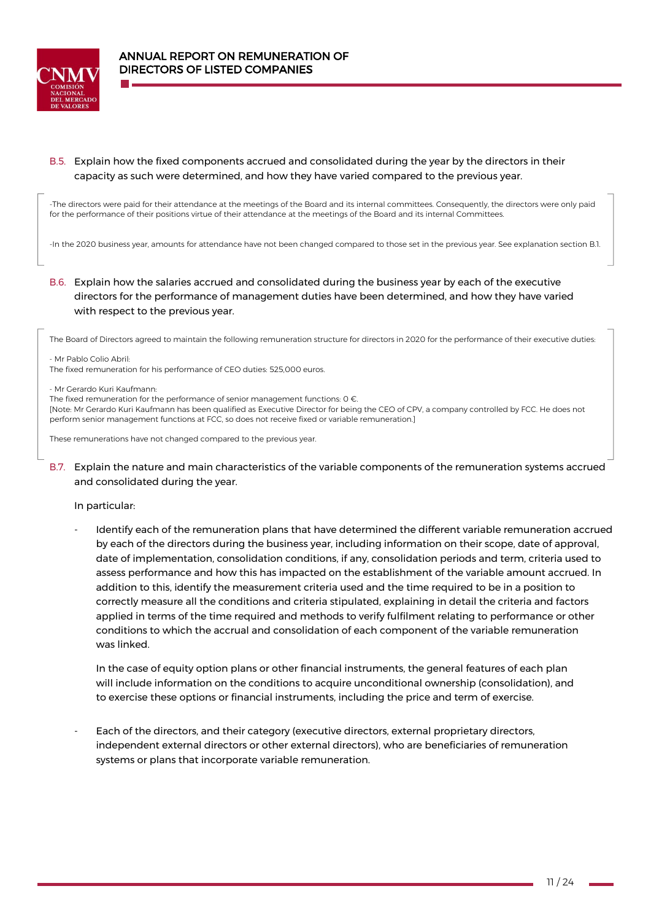B.5. Explain how the fixed components accrued and consolidated during the year by the directors in their capacity as such were determined, and how they have varied compared to the previous year.

-The directors were paid for their attendance at the meetings of the Board and its internal committees. Consequently, the directors were only paid for the performance of their positions virtue of their attendance at the meetings of the Board and its internal Committees.

-In the 2020 business year, amounts for attendance have not been changed compared to those set in the previous year. See explanation section B.1.

B.6. Explain how the salaries accrued and consolidated during the business year by each of the executive directors for the performance of management duties have been determined, and how they have varied with respect to the previous year.

The Board of Directors agreed to maintain the following remuneration structure for directors in 2020 for the performance of their executive duties:

- Mr Pablo Colio Abril:
The fixed remuneration for his performance of CEO duties: 525,000 euros.

- Mr Gerardo Kuri Kaufmann:
The fixed remuneration for the performance of senior management functions: 0 €.
[Note: Mr Gerardo Kuri Kaufmann has been qualified as Executive Director for being the CEO of CPV, a company controlled by FCC. He does not perform senior management functions at FCC, so does not receive fixed or variable remuneration.]

These remunerations have not changed compared to the previous year.

B.7. Explain the nature and main characteristics of the variable components of the remuneration systems accrued and consolidated during the year.

In particular:

- Identify each of the remuneration plans that have determined the different variable remuneration accrued by each of the directors during the business year, including information on their scope, date of approval, date of implementation, consolidation conditions, if any, consolidation periods and term, criteria used to assess performance and how this has impacted on the establishment of the variable amount accrued. In addition to this, identify the measurement criteria used and the time required to be in a position to correctly measure all the conditions and criteria stipulated, explaining in detail the criteria and factors applied in terms of the time required and methods to verify fulfilment relating to performance or other conditions to which the accrual and consolidation of each component of the variable remuneration was linked.

  In the case of equity option plans or other financial instruments, the general features of each plan will include information on the conditions to acquire unconditional ownership (consolidation), and to exercise these options or financial instruments, including the price and term of exercise.

- Each of the directors, and their category (executive directors, external proprietary directors, independent external directors or other external directors), who are beneficiaries of remuneration systems or plans that incorporate variable remuneration.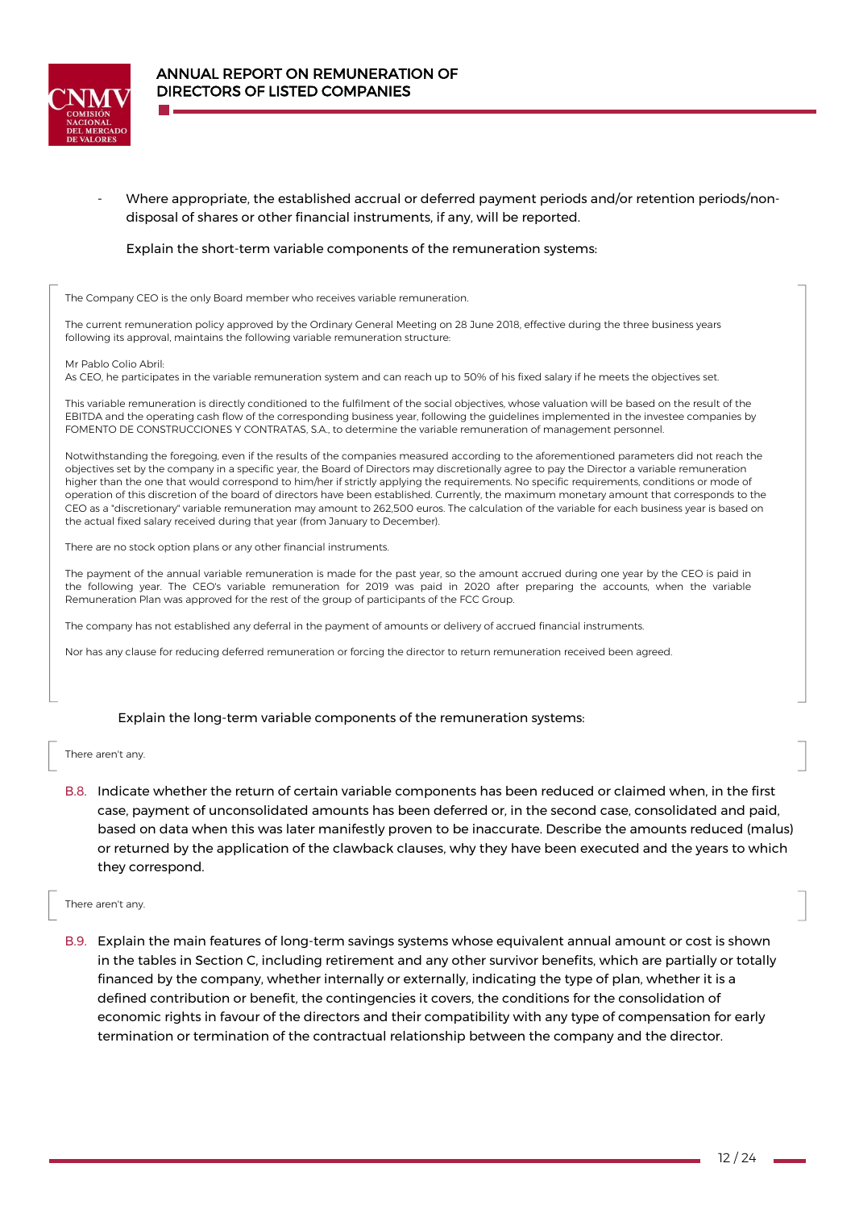- Where appropriate, the established accrual or deferred payment periods and/or retention periods/non-disposal of shares or other financial instruments, if any, will be reported.

Explain the short-term variable components of the remuneration systems:

The Company CEO is the only Board member who receives variable remuneration.

The current remuneration policy approved by the Ordinary General Meeting on 28 June 2018, effective during the three business years following its approval, maintains the following variable remuneration structure:

Mr Pablo Colio Abril:
As CEO, he participates in the variable remuneration system and can reach up to 50% of his fixed salary if he meets the objectives set.

This variable remuneration is directly conditioned to the fulfilment of the social objectives, whose valuation will be based on the result of the EBITDA and the operating cash flow of the corresponding business year, following the guidelines implemented in the investee companies by FOMENTO DE CONSTRUCCIONES Y CONTRATAS, S.A., to determine the variable remuneration of management personnel.

Notwithstanding the foregoing, even if the results of the companies measured according to the aforementioned parameters did not reach the objectives set by the company in a specific year, the Board of Directors may discretionally agree to pay the Director a variable remuneration higher than the one that would correspond to him/her if strictly applying the requirements. No specific requirements, conditions or mode of operation of this discretion of the board of directors have been established. Currently, the maximum monetary amount that corresponds to the CEO as a "discretionary" variable remuneration may amount to 262,500 euros. The calculation of the variable for each business year is based on the actual fixed salary received during that year (from January to December).

There are no stock option plans or any other financial instruments.

The payment of the annual variable remuneration is made for the past year, so the amount accrued during one year by the CEO is paid in the following year. The CEO's variable remuneration for 2019 was paid in 2020 after preparing the accounts, when the variable Remuneration Plan was approved for the rest of the group of participants of the FCC Group.

The company has not established any deferral in the payment of amounts or delivery of accrued financial instruments.

Nor has any clause for reducing deferred remuneration or forcing the director to return remuneration received been agreed.

Explain the long-term variable components of the remuneration systems:

There aren't any.

B.8. Indicate whether the return of certain variable components has been reduced or claimed when, in the first case, payment of unconsolidated amounts has been deferred or, in the second case, consolidated and paid, based on data when this was later manifestly proven to be inaccurate. Describe the amounts reduced (malus) or returned by the application of the clawback clauses, why they have been executed and the years to which they correspond.

There aren't any.

B.9. Explain the main features of long-term savings systems whose equivalent annual amount or cost is shown in the tables in Section C, including retirement and any other survivor benefits, which are partially or totally financed by the company, whether internally or externally, indicating the type of plan, whether it is a defined contribution or benefit, the contingencies it covers, the conditions for the consolidation of economic rights in favour of the directors and their compatibility with any type of compensation for early termination or termination of the contractual relationship between the company and the director.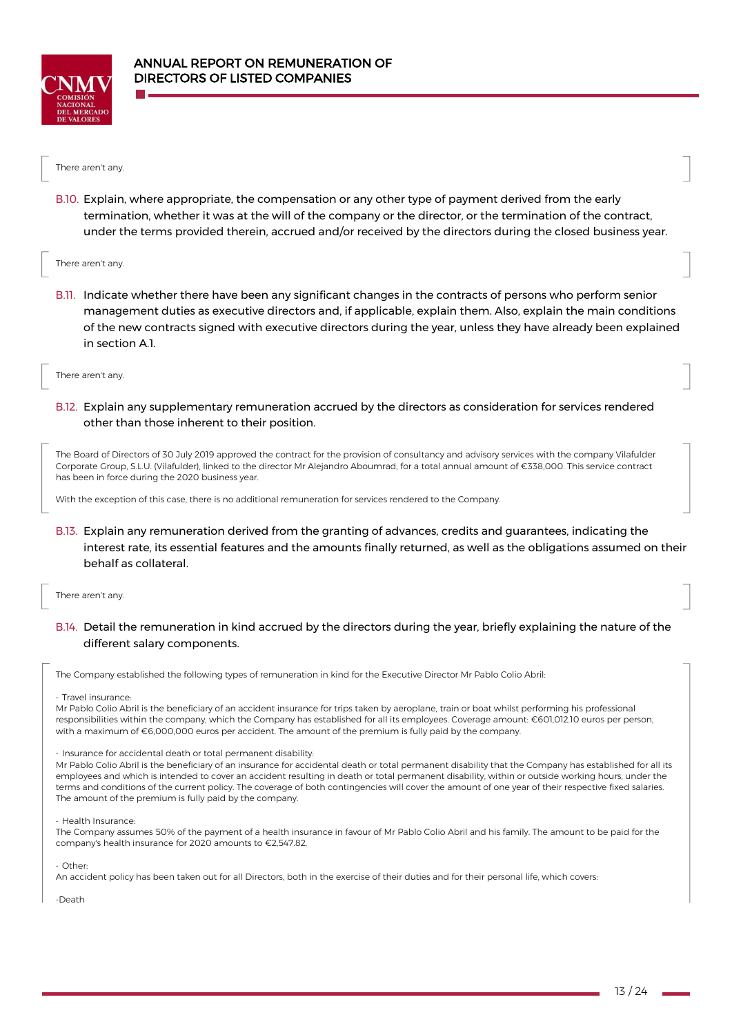There aren't any.

**B.10.** Explain, where appropriate, the compensation or any other type of payment derived from the early termination, whether it was at the will of the company or the director, or the termination of the contract, under the terms provided therein, accrued and/or received by the directors during the closed business year.

There aren't any.

**B.11.** Indicate whether there have been any significant changes in the contracts of persons who perform senior management duties as executive directors and, if applicable, explain them. Also, explain the main conditions of the new contracts signed with executive directors during the year, unless they have already been explained in section A.1.

There aren't any.

**B.12.** Explain any supplementary remuneration accrued by the directors as consideration for services rendered other than those inherent to their position.

The Board of Directors of 30 July 2019 approved the contract for the provision of consultancy and advisory services with the company Vilafulder Corporate Group, S.L.U. (Vilafulder), linked to the director Mr Alejandro Aboumrad, for a total annual amount of €338,000. This service contract has been in force during the 2020 business year.

With the exception of this case, there is no additional remuneration for services rendered to the Company.

**B.13.** Explain any remuneration derived from the granting of advances, credits and guarantees, indicating the interest rate, its essential features and the amounts finally returned, as well as the obligations assumed on their behalf as collateral.

There aren't any.

**B.14.** Detail the remuneration in kind accrued by the directors during the year, briefly explaining the nature of the different salary components.

The Company established the following types of remuneration in kind for the Executive Director Mr Pablo Colio Abril:

- Travel insurance:
Mr Pablo Colio Abril is the beneficiary of an accident insurance for trips taken by aeroplane, train or boat whilst performing his professional responsibilities within the company, which the Company has established for all its employees. Coverage amount: €601,012.10 euros per person, with a maximum of €6,000,000 euros per accident. The amount of the premium is fully paid by the company.

- Insurance for accidental death or total permanent disability:
Mr Pablo Colio Abril is the beneficiary of an insurance for accidental death or total permanent disability that the Company has established for all its employees and which is intended to cover an accident resulting in death or total permanent disability, within or outside working hours, under the terms and conditions of the current policy. The coverage of both contingencies will cover the amount of one year of their respective fixed salaries. The amount of the premium is fully paid by the company.

- Health Insurance:
The Company assumes 50% of the payment of a health insurance in favour of Mr Pablo Colio Abril and his family. The amount to be paid for the company's health insurance for 2020 amounts to €2,547.82.

- Other:
An accident policy has been taken out for all Directors, both in the exercise of their duties and for their personal life, which covers:

-Death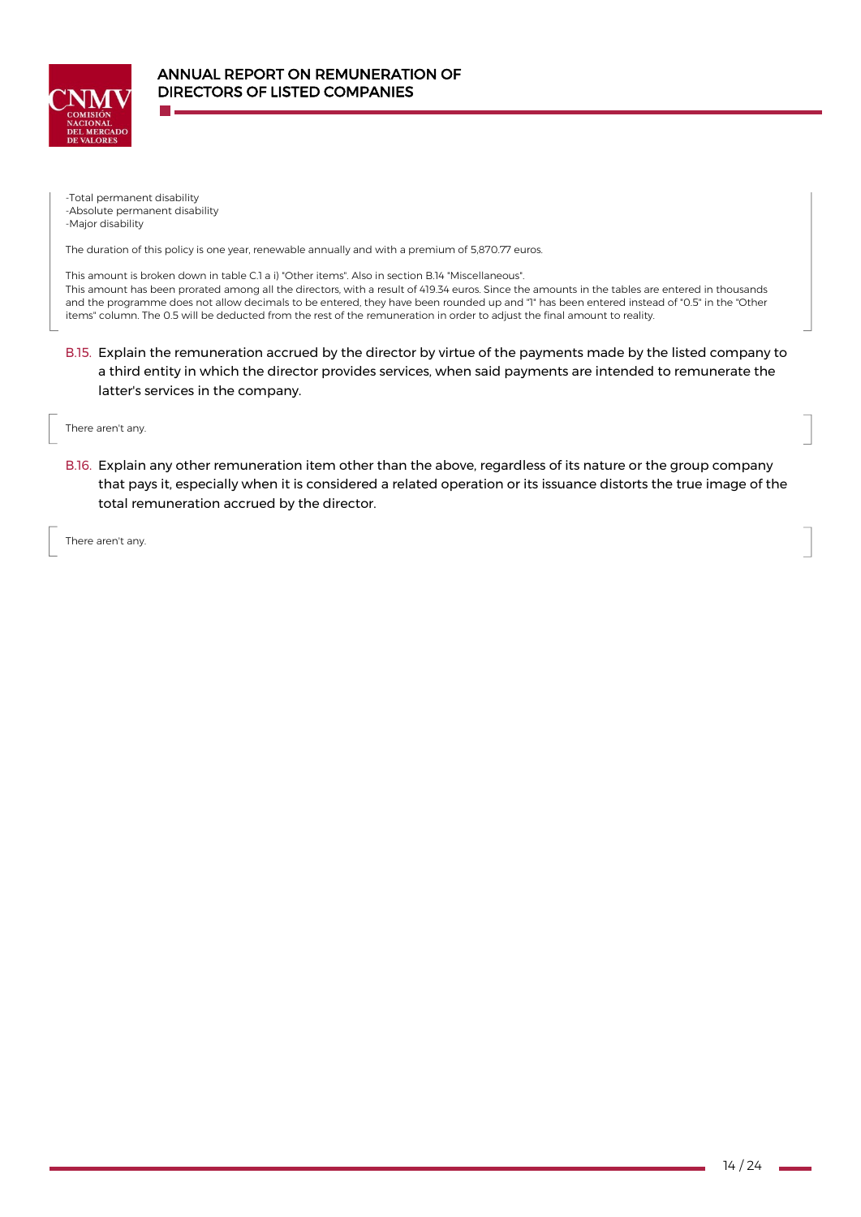-Total permanent disability
-Absolute permanent disability
-Major disability

The duration of this policy is one year, renewable annually and with a premium of 5,870.77 euros.

This amount is broken down in table C.1 a i) "Other items". Also in section B.14 "Miscellaneous".
This amount has been prorated among all the directors, with a result of 419.34 euros. Since the amounts in the tables are entered in thousands and the programme does not allow decimals to be entered, they have been rounded up and "1" has been entered instead of "0.5" in the "Other items" column. The 0.5 will be deducted from the rest of the remuneration in order to adjust the final amount to reality.

B.15. Explain the remuneration accrued by the director by virtue of the payments made by the listed company to a third entity in which the director provides services, when said payments are intended to remunerate the latter's services in the company.

There aren't any.

B.16. Explain any other remuneration item other than the above, regardless of its nature or the group company that pays it, especially when it is considered a related operation or its issuance distorts the true image of the total remuneration accrued by the director.

There aren't any.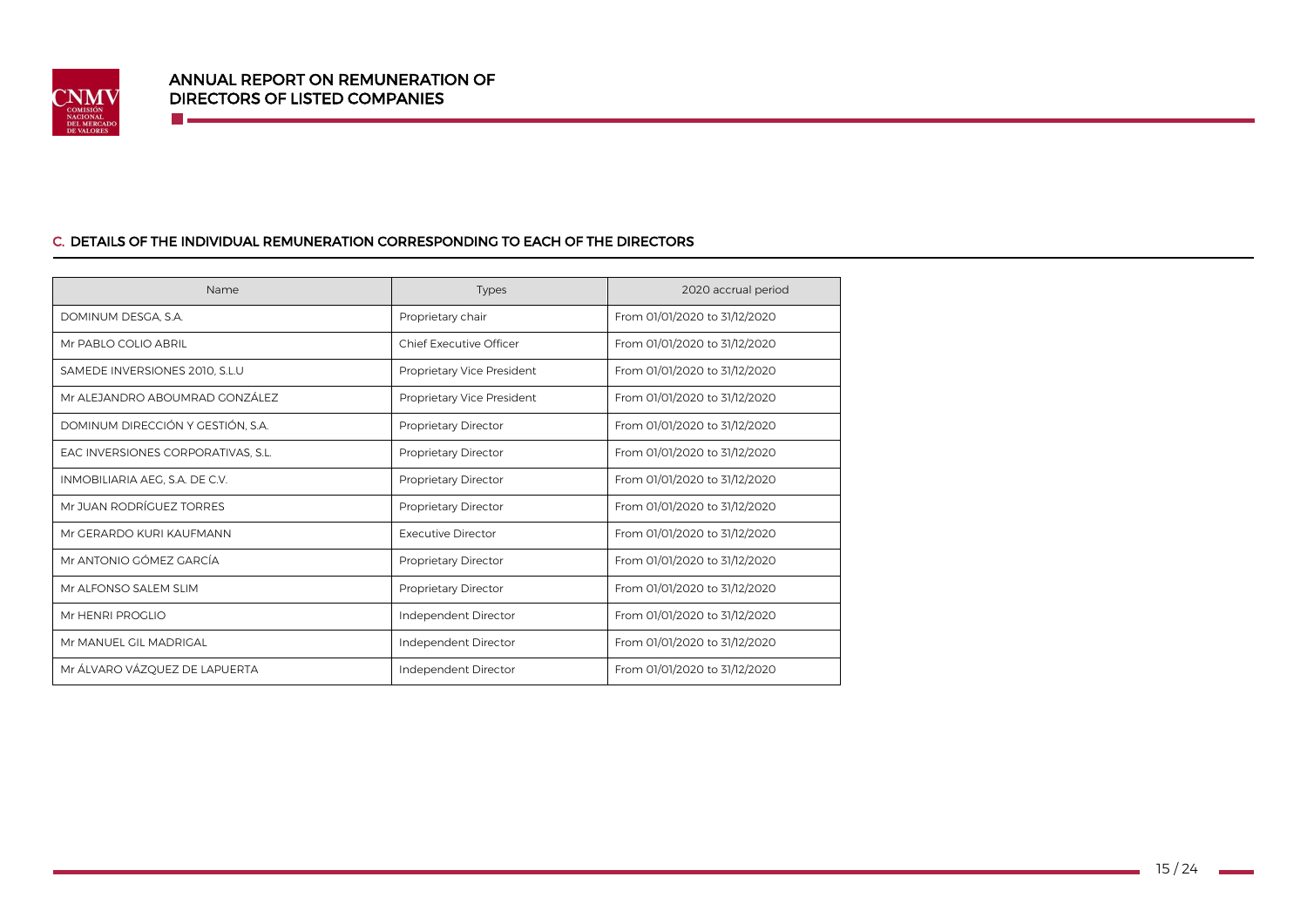## C. DETAILS OF THE INDIVIDUAL REMUNERATION CORRESPONDING TO EACH OF THE DIRECTORS

| Name | Types | 2020 accrual period |
| --- | --- | --- |
| DOMINUM DESGA, S.A. | Proprietary chair | From 01/01/2020 to 31/12/2020 |
| Mr PABLO COLIO ABRIL | Chief Executive Officer | From 01/01/2020 to 31/12/2020 |
| SAMEDE INVERSIONES 2010, S.L.U | Proprietary Vice President | From 01/01/2020 to 31/12/2020 |
| Mr ALEJANDRO ABOUMRAD GONZÁLEZ | Proprietary Vice President | From 01/01/2020 to 31/12/2020 |
| DOMINUM DIRECCIÓN Y GESTIÓN, S.A. | Proprietary Director | From 01/01/2020 to 31/12/2020 |
| EAC INVERSIONES CORPORATIVAS, S.L. | Proprietary Director | From 01/01/2020 to 31/12/2020 |
| INMOBILIARIA AEG, S.A. DE C.V. | Proprietary Director | From 01/01/2020 to 31/12/2020 |
| Mr JUAN RODRÍGUEZ TORRES | Proprietary Director | From 01/01/2020 to 31/12/2020 |
| Mr GERARDO KURI KAUFMANN | Executive Director | From 01/01/2020 to 31/12/2020 |
| Mr ANTONIO GÓMEZ GARCÍA | Proprietary Director | From 01/01/2020 to 31/12/2020 |
| Mr ALFONSO SALEM SLIM | Proprietary Director | From 01/01/2020 to 31/12/2020 |
| Mr HENRI PROGLIO | Independent Director | From 01/01/2020 to 31/12/2020 |
| Mr MANUEL GIL MADRIGAL | Independent Director | From 01/01/2020 to 31/12/2020 |
| Mr ÁLVARO VÁZQUEZ DE LAPUERTA | Independent Director | From 01/01/2020 to 31/12/2020 |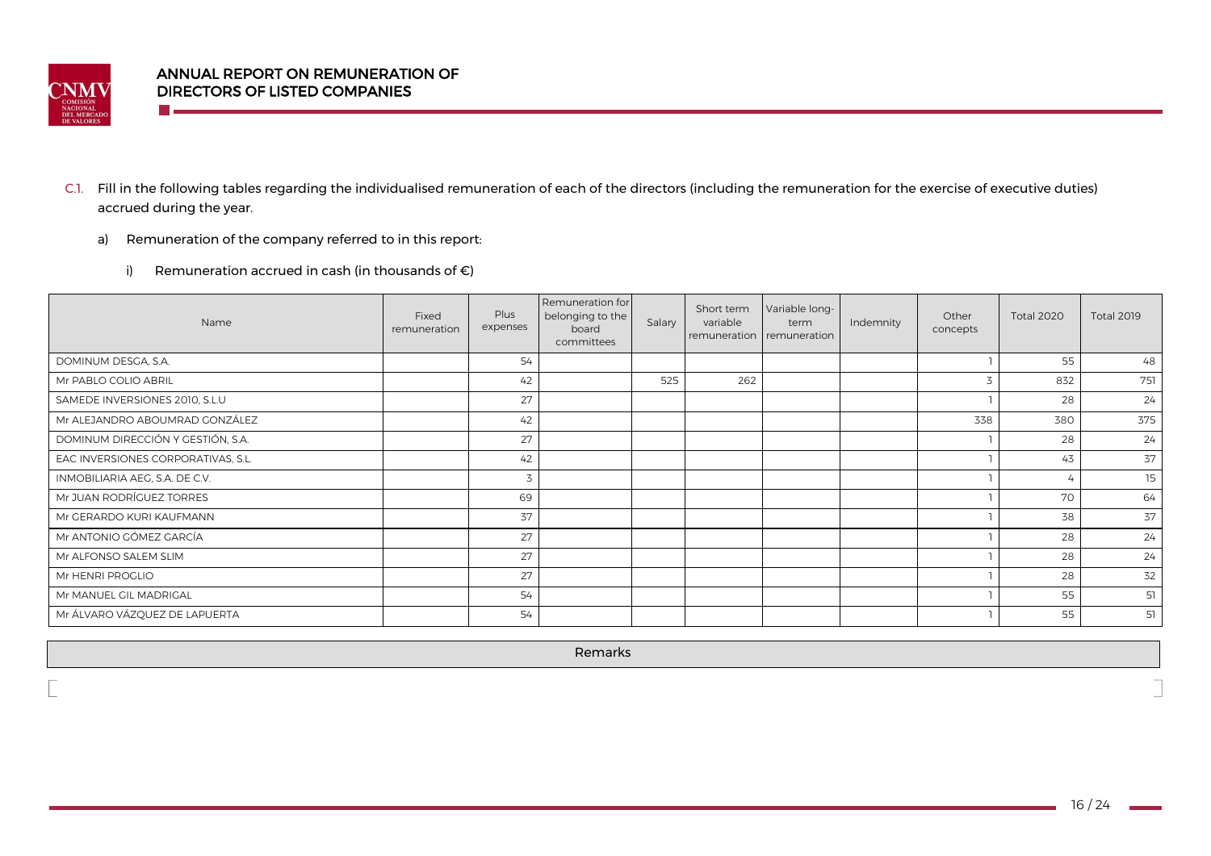C.1. Fill in the following tables regarding the individualised remuneration of each of the directors (including the remuneration for the exercise of executive duties) accrued during the year.

a) Remuneration of the company referred to in this report:

i) Remuneration accrued in cash (in thousands of €)

| Name | Fixed remuneration | Plus expenses | Remuneration for belonging to the board committees | Salary | Short term variable remuneration | Variable long-term remuneration | Indemnity | Other concepts | Total 2020 | Total 2019 |
|---|---|---|---|---|---|---|---|---|---|---|
| DOMINUM DESGA, S.A. | | 54 | | | | | | 1 | 55 | 48 |
| Mr PABLO COLIO ABRIL | | 42 | | 525 | 262 | | | 3 | 832 | 751 |
| SAMEDE INVERSIONES 2010, S.L.U | | 27 | | | | | | 1 | 28 | 24 |
| Mr ALEJANDRO ABOUMRAD GONZÁLEZ | | 42 | | | | | | 338 | 380 | 375 |
| DOMINUM DIRECCIÓN Y GESTIÓN, S.A. | | 27 | | | | | | 1 | 28 | 24 |
| EAC INVERSIONES CORPORATIVAS, S.L. | | 42 | | | | | | 1 | 43 | 37 |
| INMOBILIARIA AEG, S.A. DE C.V. | | 3 | | | | | | 1 | 4 | 15 |
| Mr JUAN RODRÍGUEZ TORRES | | 69 | | | | | | 1 | 70 | 64 |
| Mr GERARDO KURI KAUFMANN | | 37 | | | | | | 1 | 38 | 37 |
| Mr ANTONIO GÓMEZ GARCÍA | | 27 | | | | | | 1 | 28 | 24 |
| Mr ALFONSO SALEM SLIM | | 27 | | | | | | 1 | 28 | 24 |
| Mr HENRI PROGLIO | | 27 | | | | | | 1 | 28 | 32 |
| Mr MANUEL GIL MADRIGAL | | 54 | | | | | | 1 | 55 | 51 |
| Mr ÁLVARO VÁZQUEZ DE LAPUERTA | | 54 | | | | | | 1 | 55 | 51 |

| Remarks |
|---|
| |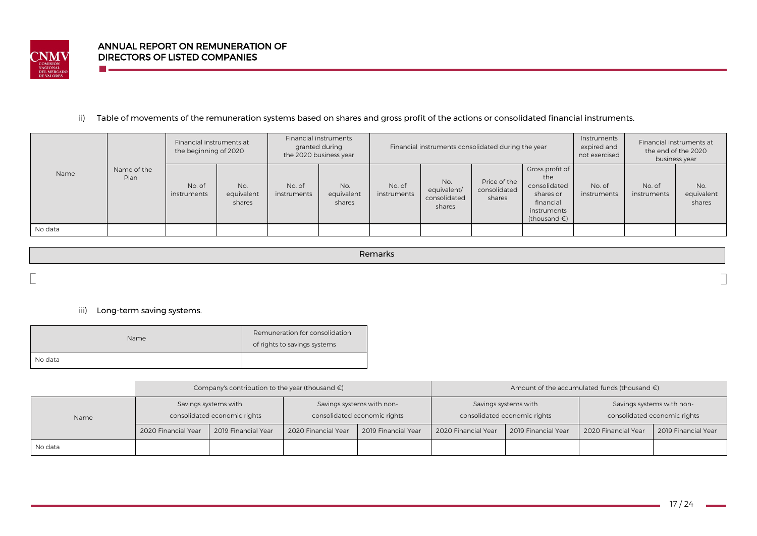ii) Table of movements of the remuneration systems based on shares and gross profit of the actions or consolidated financial instruments.

| Name | Name of the Plan | Financial instruments at the beginning of 2020 | | Financial instruments granted during the 2020 business year | | Financial instruments consolidated during the year | | | | Instruments expired and not exercised | Financial instruments at the end of the 2020 business year | |
|---|---|---|---|---|---|---|---|---|---|---|---|---|
| | | No. of instruments | No. equivalent shares | No. of instruments | No. equivalent shares | No. of instruments | No. equivalent/ consolidated shares | Price of the consolidated shares | Gross profit of the consolidated shares or financial instruments (thousand €) | No. of instruments | No. of instruments | No. equivalent shares |
| No data | | | | | | | | | | | | |

| Remarks |
|---|
| |

iii) Long-term saving systems.

| Name | Remuneration for consolidation of rights to savings systems |
|---|---|
| No data | |

| Name | Company's contribution to the year (thousand €) | | | | Amount of the accumulated funds (thousand €) | | | |
|---|---|---|---|---|---|---|---|---|
| | Savings systems with consolidated economic rights | | Savings systems with non-consolidated economic rights | | Savings systems with consolidated economic rights | | Savings systems with non-consolidated economic rights | |
| | 2020 Financial Year | 2019 Financial Year | 2020 Financial Year | 2019 Financial Year | 2020 Financial Year | 2019 Financial Year | 2020 Financial Year | 2019 Financial Year |
| No data | | | | | | | | |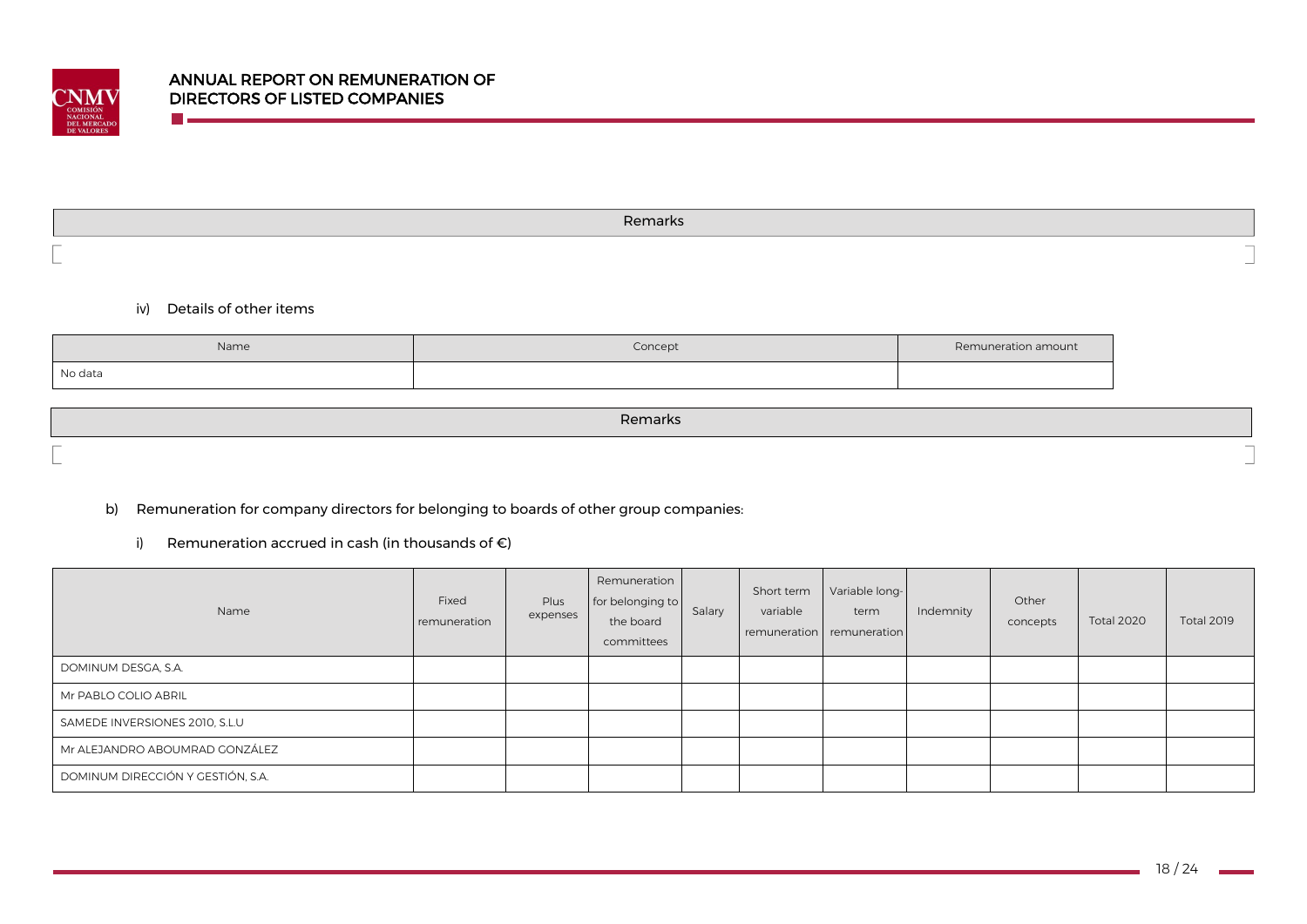| Remarks |
|---|
| |

iv) Details of other items

| Name | Concept | Remuneration amount |
|---|---|---|
| No data | | |

| Remarks |
|---|
| |

b) Remuneration for company directors for belonging to boards of other group companies:

i) Remuneration accrued in cash (in thousands of €)

| Name | Fixed remuneration | Plus expenses | Remuneration for belonging to the board committees | Salary | Short term variable remuneration | Variable long-term remuneration | Indemnity | Other concepts | Total 2020 | Total 2019 |
|---|---|---|---|---|---|---|---|---|---|---|
| DOMINUM DESGA, S.A. | | | | | | | | | | |
| Mr PABLO COLIO ABRIL | | | | | | | | | | |
| SAMEDE INVERSIONES 2010, S.L.U | | | | | | | | | | |
| Mr ALEJANDRO ABOUMRAD GONZÁLEZ | | | | | | | | | | |
| DOMINUM DIRECCIÓN Y GESTIÓN, S.A. | | | | | | | | | | |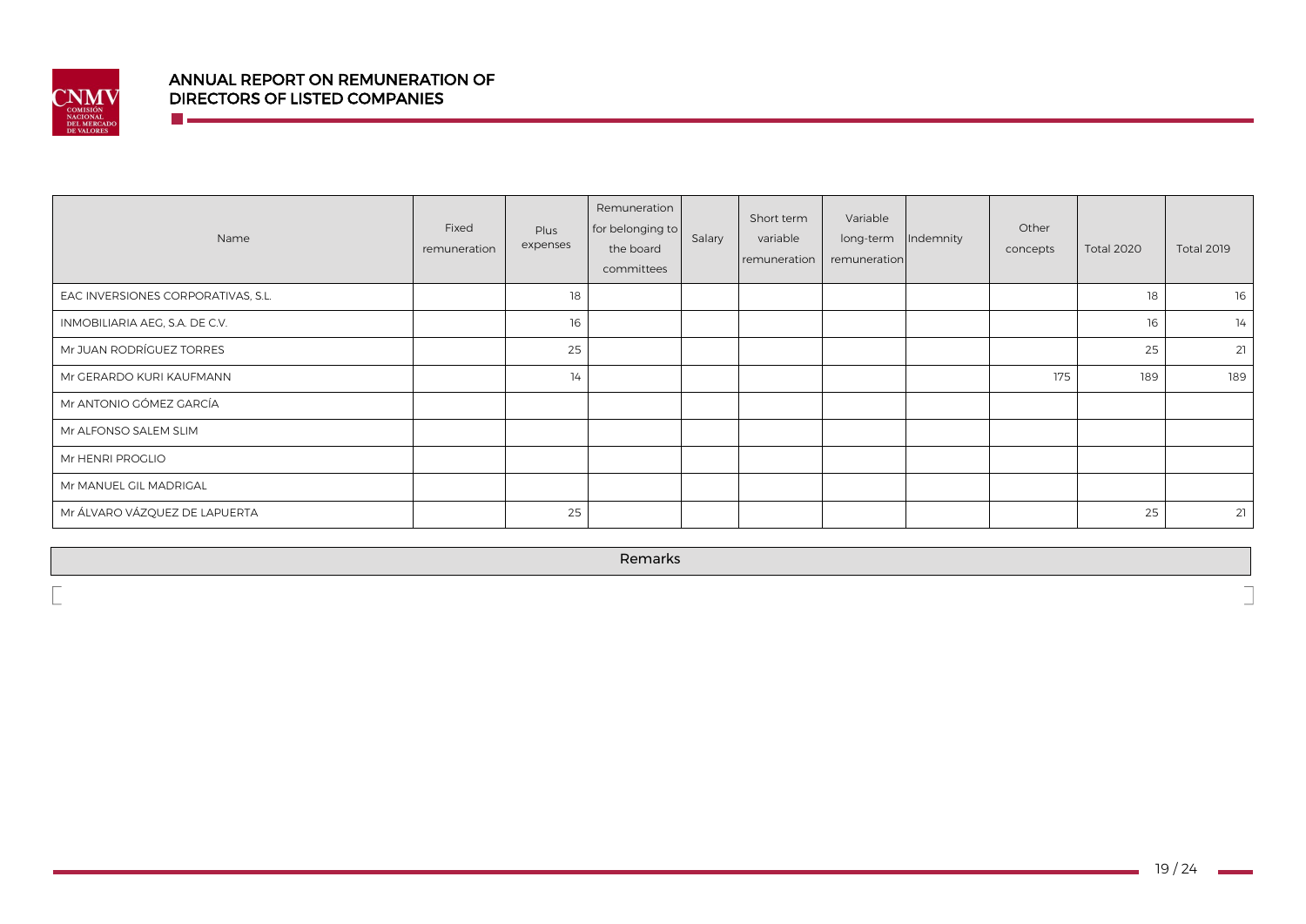| Name | Fixed remuneration | Plus expenses | Remuneration for belonging to the board committees | Salary | Short term variable remuneration | Variable long-term remuneration | Indemnity | Other concepts | Total 2020 | Total 2019 |
|---|---|---|---|---|---|---|---|---|---|---|
| EAC INVERSIONES CORPORATIVAS, S.L. | | 18 | | | | | | | 18 | 16 |
| INMOBILIARIA AEG, S.A. DE C.V. | | 16 | | | | | | | 16 | 14 |
| Mr JUAN RODRÍGUEZ TORRES | | 25 | | | | | | | 25 | 21 |
| Mr GERARDO KURI KAUFMANN | | 14 | | | | | | 175 | 189 | 189 |
| Mr ANTONIO GÓMEZ GARCÍA | | | | | | | | | | |
| Mr ALFONSO SALEM SLIM | | | | | | | | | | |
| Mr HENRI PROGLIO | | | | | | | | | | |
| Mr MANUEL GIL MADRIGAL | | | | | | | | | | |
| Mr ÁLVARO VÁZQUEZ DE LAPUERTA | | 25 | | | | | | | 25 | 21 |

| Remarks |
|---|
| |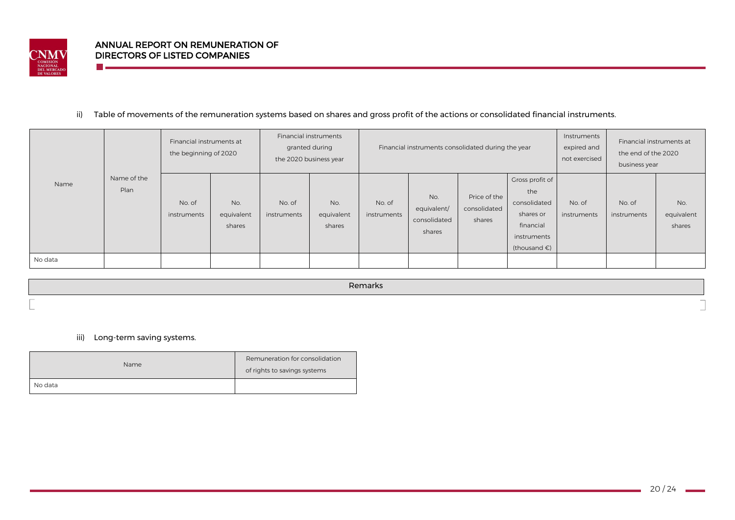ii) Table of movements of the remuneration systems based on shares and gross profit of the actions or consolidated financial instruments.

| Name | Name of the Plan | Financial instruments at the beginning of 2020 | | Financial instruments granted during the 2020 business year | | Financial instruments consolidated during the year | | | | Instruments expired and not exercised | Financial instruments at the end of the 2020 business year | |
|---|---|---|---|---|---|---|---|---|---|---|---|---|
| | | No. of instruments | No. equivalent shares | No. of instruments | No. equivalent shares | No. of instruments | No. equivalent/ consolidated shares | Price of the consolidated shares | Gross profit of the consolidated shares or financial instruments (thousand €) | No. of instruments | No. of instruments | No. equivalent shares |
| No data | | | | | | | | | | | | |

| Remarks |
|---|
| |

iii) Long-term saving systems.

| Name | Remuneration for consolidation of rights to savings systems |
|---|---|
| No data | |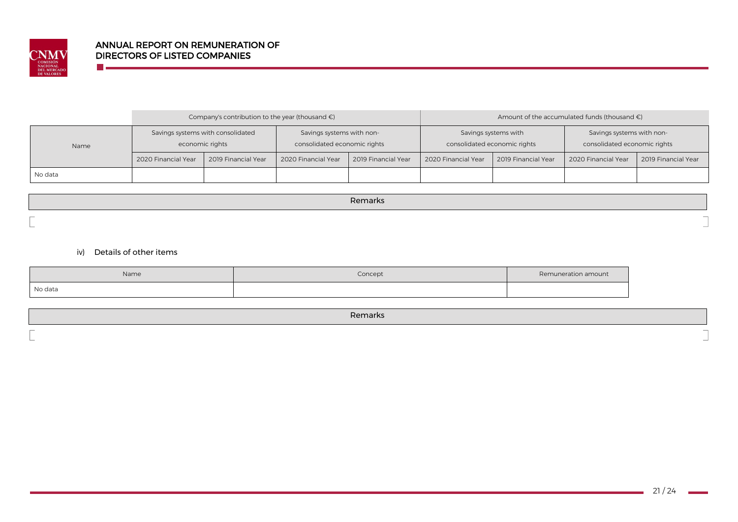| Name | Company's contribution to the year (thousand €) | | | | Amount of the accumulated funds (thousand €) | | | |
|---|---|---|---|---|---|---|---|---|
| | Savings systems with consolidated economic rights | | Savings systems with non-consolidated economic rights | | Savings systems with consolidated economic rights | | Savings systems with non-consolidated economic rights | |
| | 2020 Financial Year | 2019 Financial Year | 2020 Financial Year | 2019 Financial Year | 2020 Financial Year | 2019 Financial Year | 2020 Financial Year | 2019 Financial Year |
| No data | | | | | | | | |

| Remarks |
|---|
| |

iv) Details of other items

| Name | Concept | Remuneration amount |
|---|---|---|
| No data | | |

| Remarks |
|---|
| |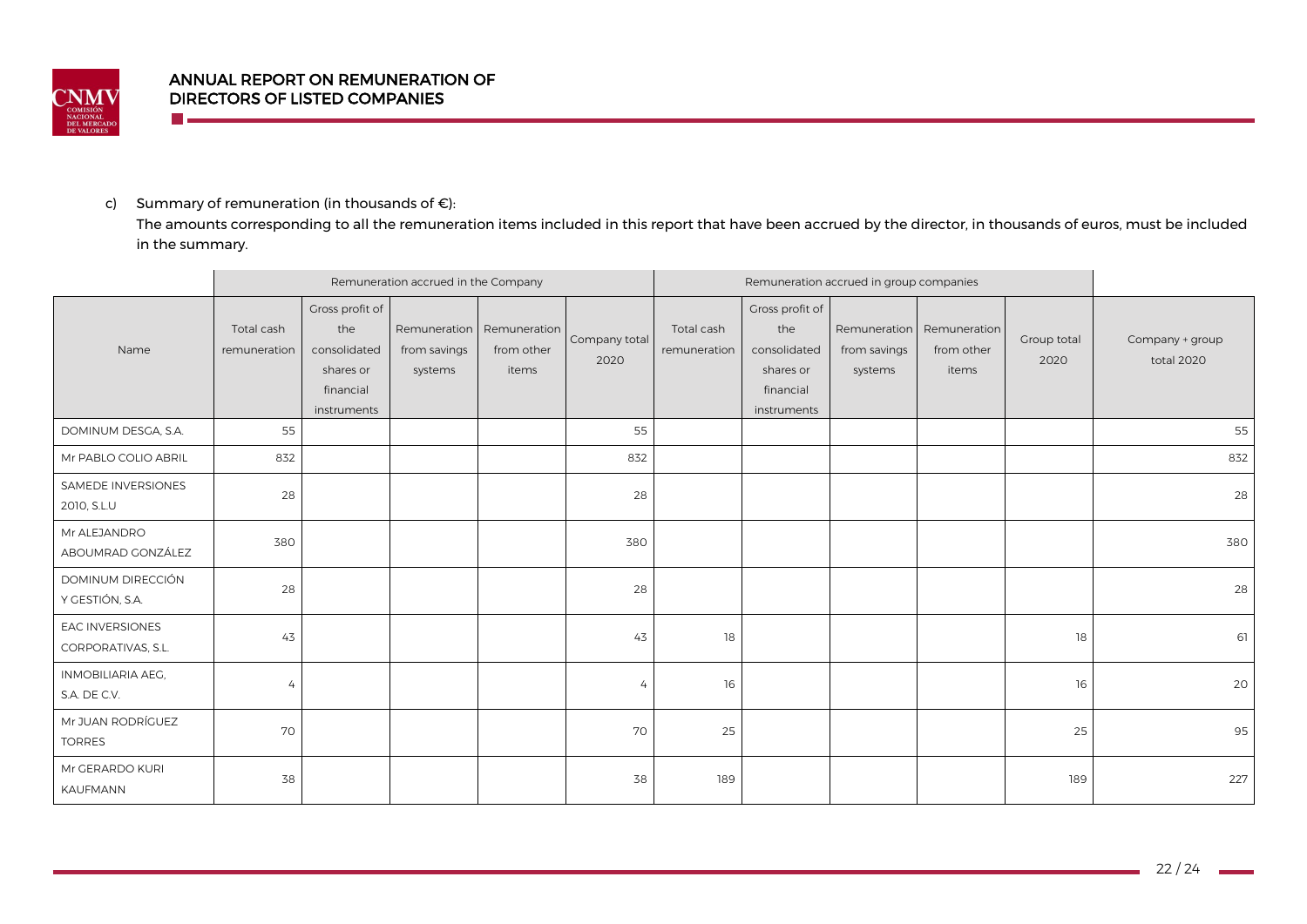c) Summary of remuneration (in thousands of €):

The amounts corresponding to all the remuneration items included in this report that have been accrued by the director, in thousands of euros, must be included in the summary.

| | Remuneration accrued in the Company | | | | | Remuneration accrued in group companies | | | | | |
|---|---|---|---|---|---|---|---|---|---|---|---|
| Name | Total cash remuneration | Gross profit of the consolidated shares or financial instruments | Remuneration from savings systems | Remuneration from other items | Company total 2020 | Total cash remuneration | Gross profit of the consolidated shares or financial instruments | Remuneration from savings systems | Remuneration from other items | Group total 2020 | Company + group total 2020 |
| DOMINUM DESGA, S.A. | 55 | | | | 55 | | | | | | 55 |
| Mr PABLO COLIO ABRIL | 832 | | | | 832 | | | | | | 832 |
| SAMEDE INVERSIONES 2010, S.L.U | 28 | | | | 28 | | | | | | 28 |
| Mr ALEJANDRO ABOUMRAD GONZÁLEZ | 380 | | | | 380 | | | | | | 380 |
| DOMINUM DIRECCIÓN Y GESTIÓN, S.A. | 28 | | | | 28 | | | | | | 28 |
| EAC INVERSIONES CORPORATIVAS, S.L. | 43 | | | | 43 | 18 | | | | 18 | 61 |
| INMOBILIARIA AEG, S.A. DE C.V. | 4 | | | | 4 | 16 | | | | 16 | 20 |
| Mr JUAN RODRÍGUEZ TORRES | 70 | | | | 70 | 25 | | | | 25 | 95 |
| Mr GERARDO KURI KAUFMANN | 38 | | | | 38 | 189 | | | | 189 | 227 |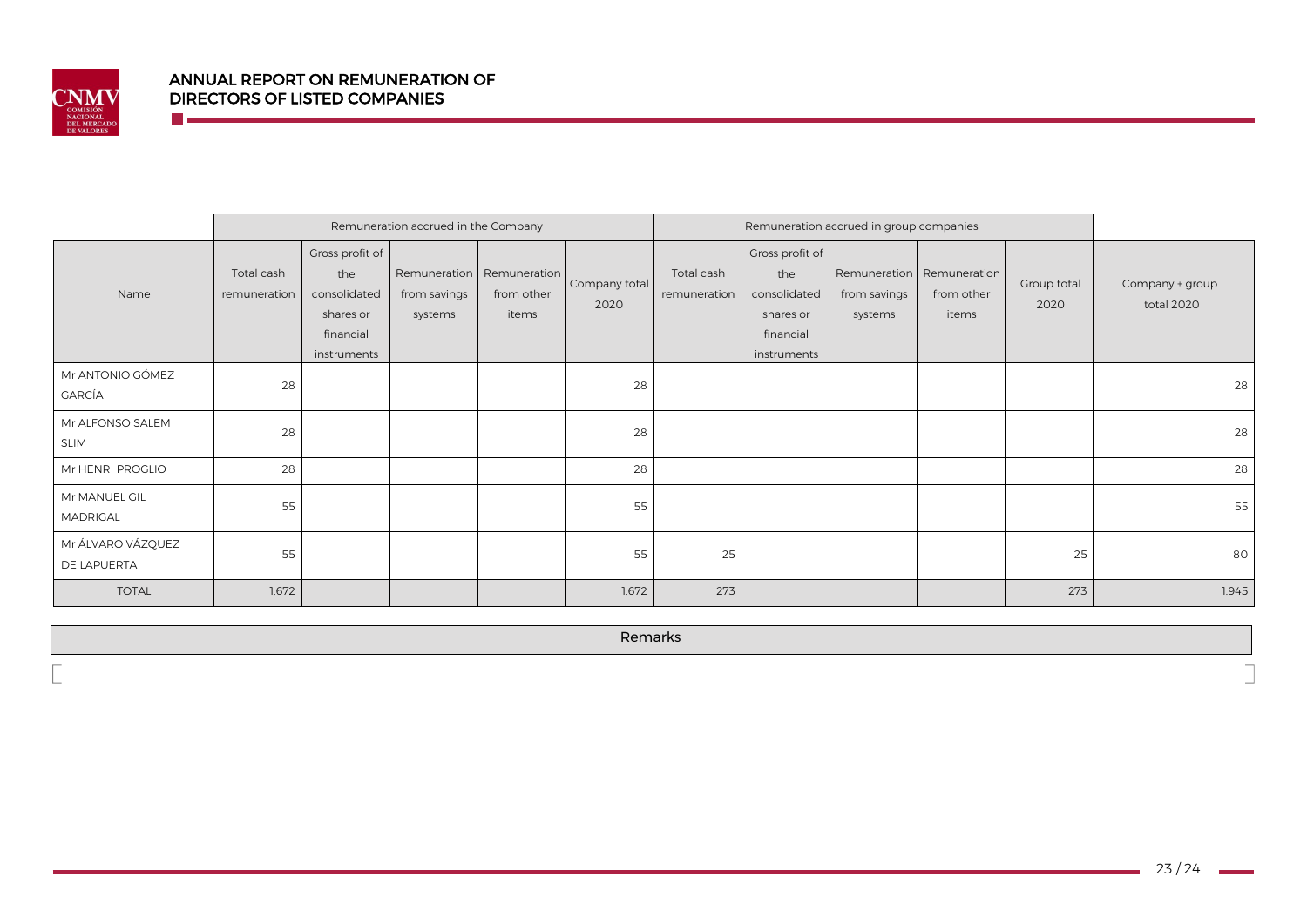| | Remuneration accrued in the Company | | | | | Remuneration accrued in group companies | | | | | |
|---|---|---|---|---|---|---|---|---|---|---|---|
| Name | Total cash remuneration | Gross profit of the consolidated shares or financial instruments | Remuneration from savings systems | Remuneration from other items | Company total 2020 | Total cash remuneration | Gross profit of the consolidated shares or financial instruments | Remuneration from savings systems | Remuneration from other items | Group total 2020 | Company + group total 2020 |
| Mr ANTONIO GÓMEZ GARCÍA | 28 | | | | 28 | | | | | | 28 |
| Mr ALFONSO SALEM SLIM | 28 | | | | 28 | | | | | | 28 |
| Mr HENRI PROGLIO | 28 | | | | 28 | | | | | | 28 |
| Mr MANUEL GIL MADRIGAL | 55 | | | | 55 | | | | | | 55 |
| Mr ÁLVARO VÁZQUEZ DE LAPUERTA | 55 | | | | 55 | 25 | | | | 25 | 80 |
| TOTAL | 1.672 | | | | 1.672 | 273 | | | | 273 | 1.945 |

| Remarks |
|---|
| |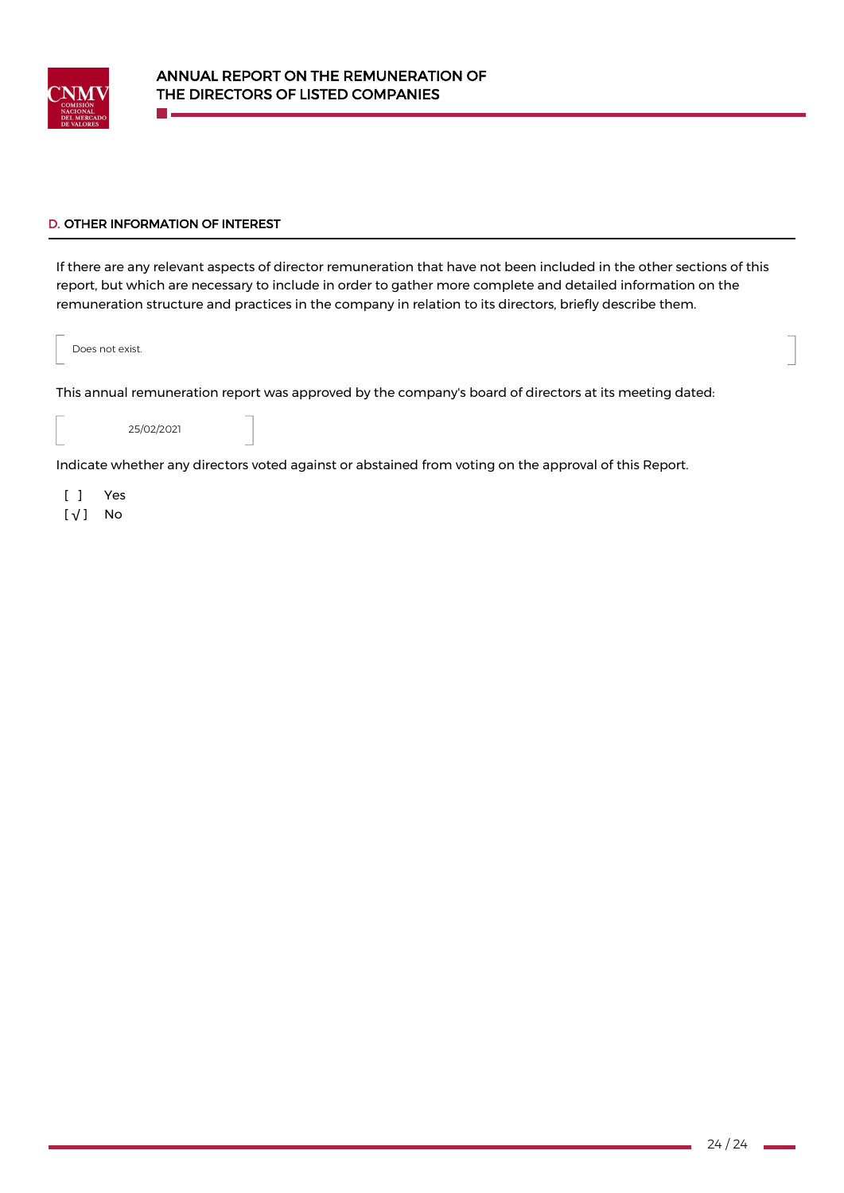## D. OTHER INFORMATION OF INTEREST

If there are any relevant aspects of director remuneration that have not been included in the other sections of this report, but which are necessary to include in order to gather more complete and detailed information on the remuneration structure and practices in the company in relation to its directors, briefly describe them.

Does not exist.

This annual remuneration report was approved by the company's board of directors at its meeting dated:

25/02/2021

Indicate whether any directors voted against or abstained from voting on the approval of this Report.

[ ] Yes

[ √ ] No